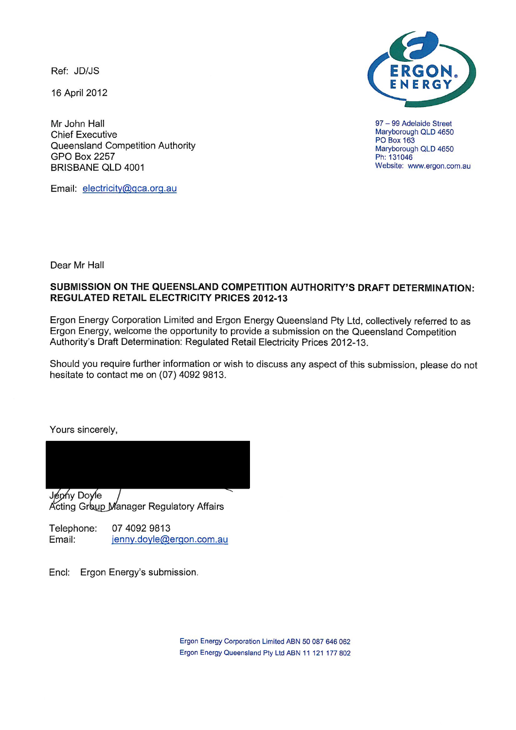Ref: JD/JS

16 April 2012

Mr John Hall
Chief Executive
Queensland Competition Authority
GPO Box 2257
BRISBANE QLD 4001

Email: electricity@qca.org.au

97 – 99 Adelaide Street
Maryborough QLD 4650
PO Box 163
Maryborough QLD 4650
Ph: 131046
Website: www.ergon.com.au

Dear Mr Hall

**SUBMISSION ON THE QUEENSLAND COMPETITION AUTHORITY'S DRAFT DETERMINATION: REGULATED RETAIL ELECTRICITY PRICES 2012-13**

Ergon Energy Corporation Limited and Ergon Energy Queensland Pty Ltd, collectively referred to as Ergon Energy, welcome the opportunity to provide a submission on the Queensland Competition Authority's Draft Determination: Regulated Retail Electricity Prices 2012-13.

Should you require further information or wish to discuss any aspect of this submission, please do not hesitate to contact me on (07) 4092 9813.

Yours sincerely,

Jenny Doyle
Acting Group Manager Regulatory Affairs

Telephone: 07 4092 9813
Email: jenny.doyle@ergon.com.au

Encl: Ergon Energy's submission.

Ergon Energy Corporation Limited ABN 50 087 646 062
Ergon Energy Queensland Pty Ltd ABN 11 121 177 802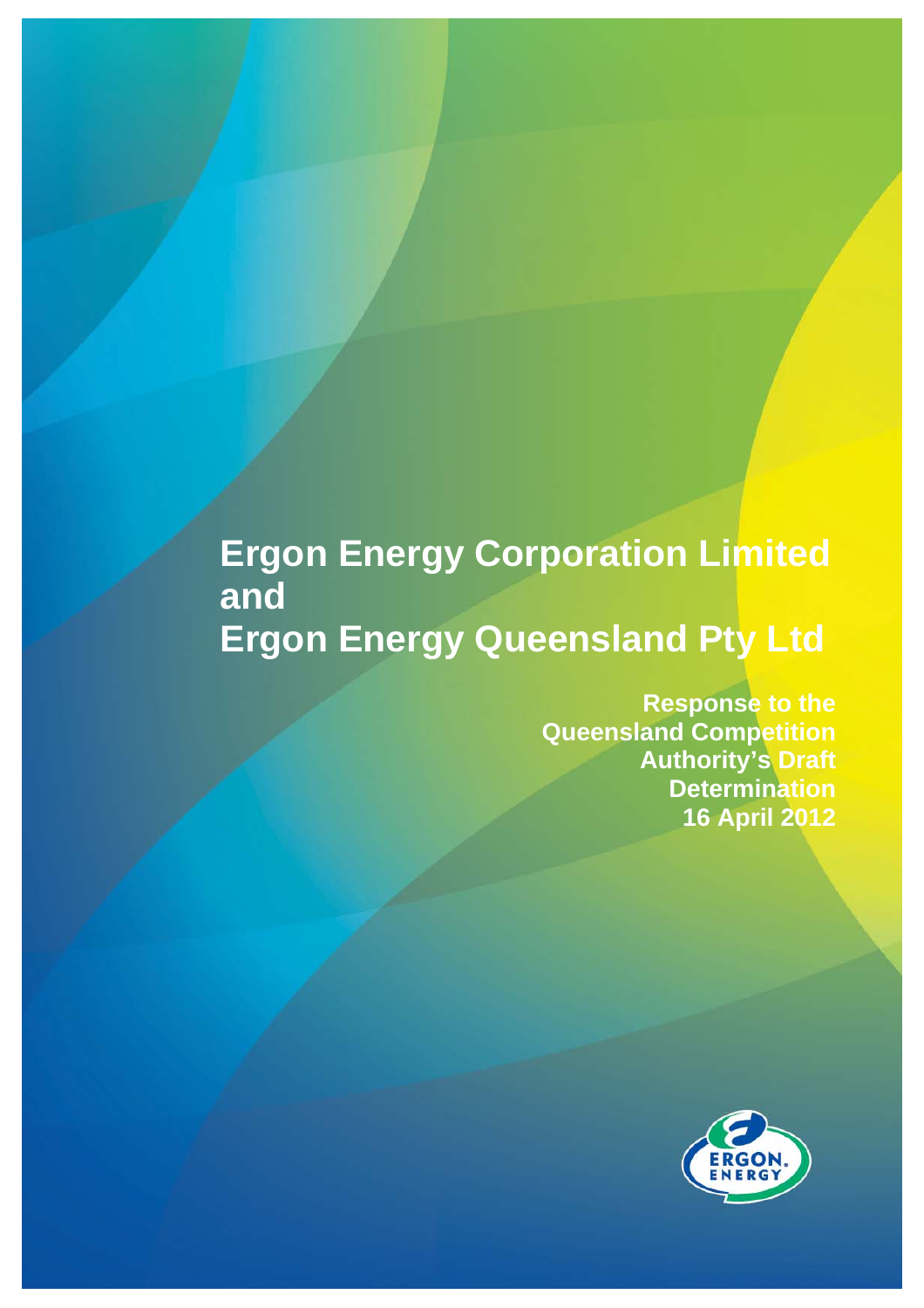# Ergon Energy Corporation Limited and Ergon Energy Queensland Pty Ltd

**Response to the Queensland Competition Authority's Draft Determination**
**16 April 2012**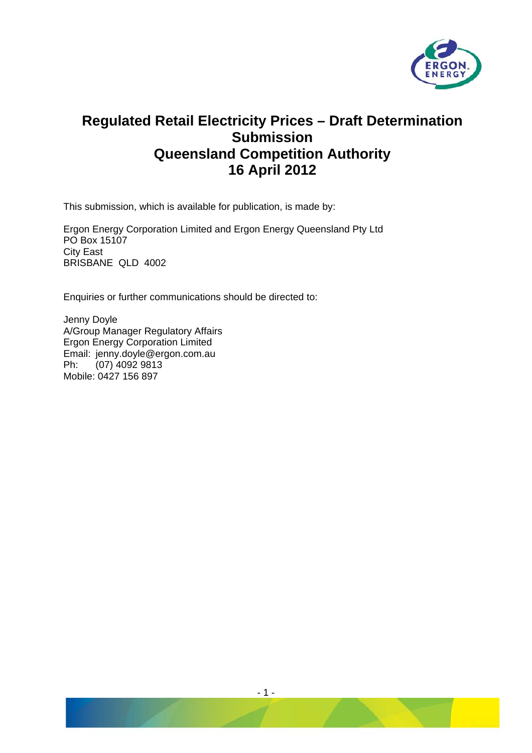# Regulated Retail Electricity Prices – Draft Determination Submission
# Queensland Competition Authority
# 16 April 2012

This submission, which is available for publication, is made by:

Ergon Energy Corporation Limited and Ergon Energy Queensland Pty Ltd
PO Box 15107
City East
BRISBANE QLD 4002

Enquiries or further communications should be directed to:

Jenny Doyle
A/Group Manager Regulatory Affairs
Ergon Energy Corporation Limited
Email: jenny.doyle@ergon.com.au
Ph: (07) 4092 9813
Mobile: 0427 156 897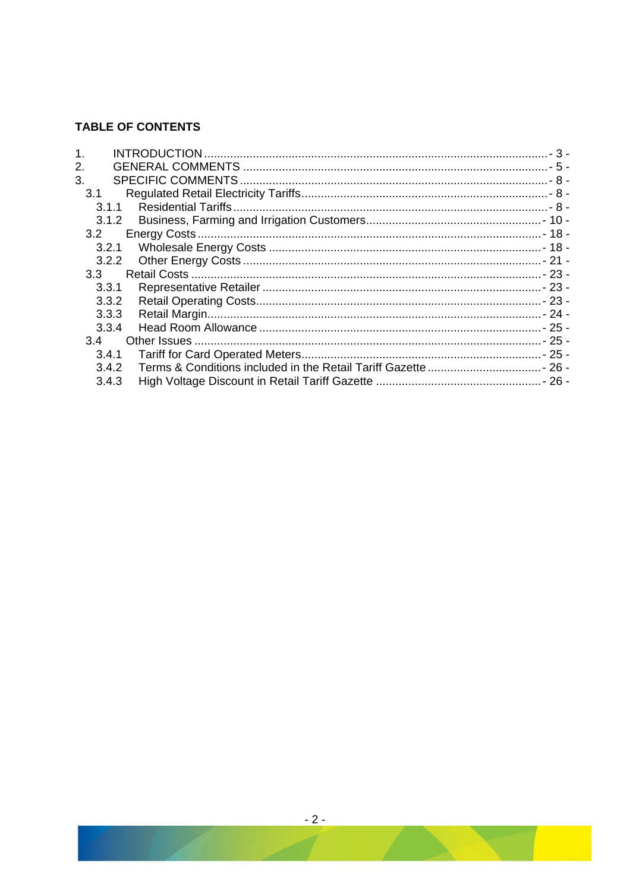**TABLE OF CONTENTS**

1. INTRODUCTION - 3 -
2. GENERAL COMMENTS - 5 -
3. SPECIFIC COMMENTS - 8 -
   - 3.1 Regulated Retail Electricity Tariffs - 8 -
     - 3.1.1 Residential Tariffs - 8 -
     - 3.1.2 Business, Farming and Irrigation Customers - 10 -
   - 3.2 Energy Costs - 18 -
     - 3.2.1 Wholesale Energy Costs - 18 -
     - 3.2.2 Other Energy Costs - 21 -
   - 3.3 Retail Costs - 23 -
     - 3.3.1 Representative Retailer - 23 -
     - 3.3.2 Retail Operating Costs - 23 -
     - 3.3.3 Retail Margin - 24 -
     - 3.3.4 Head Room Allowance - 25 -
   - 3.4 Other Issues - 25 -
     - 3.4.1 Tariff for Card Operated Meters - 25 -
     - 3.4.2 Terms & Conditions included in the Retail Tariff Gazette - 26 -
     - 3.4.3 High Voltage Discount in Retail Tariff Gazette - 26 -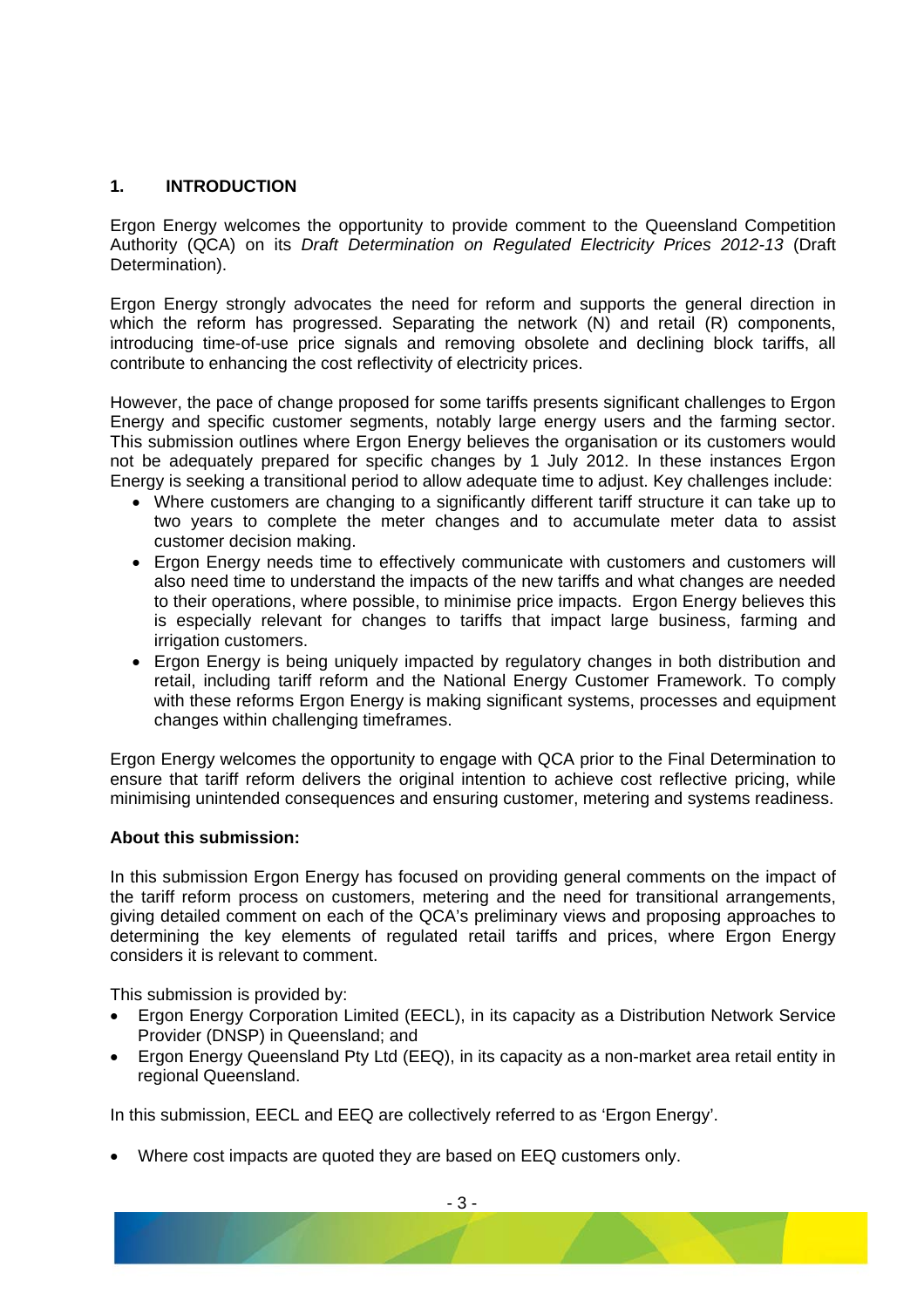## 1. INTRODUCTION

Ergon Energy welcomes the opportunity to provide comment to the Queensland Competition Authority (QCA) on its *Draft Determination on Regulated Electricity Prices 2012-13* (Draft Determination).

Ergon Energy strongly advocates the need for reform and supports the general direction in which the reform has progressed. Separating the network (N) and retail (R) components, introducing time-of-use price signals and removing obsolete and declining block tariffs, all contribute to enhancing the cost reflectivity of electricity prices.

However, the pace of change proposed for some tariffs presents significant challenges to Ergon Energy and specific customer segments, notably large energy users and the farming sector. This submission outlines where Ergon Energy believes the organisation or its customers would not be adequately prepared for specific changes by 1 July 2012. In these instances Ergon Energy is seeking a transitional period to allow adequate time to adjust. Key challenges include:

- Where customers are changing to a significantly different tariff structure it can take up to two years to complete the meter changes and to accumulate meter data to assist customer decision making.
- Ergon Energy needs time to effectively communicate with customers and customers will also need time to understand the impacts of the new tariffs and what changes are needed to their operations, where possible, to minimise price impacts. Ergon Energy believes this is especially relevant for changes to tariffs that impact large business, farming and irrigation customers.
- Ergon Energy is being uniquely impacted by regulatory changes in both distribution and retail, including tariff reform and the National Energy Customer Framework. To comply with these reforms Ergon Energy is making significant systems, processes and equipment changes within challenging timeframes.

Ergon Energy welcomes the opportunity to engage with QCA prior to the Final Determination to ensure that tariff reform delivers the original intention to achieve cost reflective pricing, while minimising unintended consequences and ensuring customer, metering and systems readiness.

**About this submission:**

In this submission Ergon Energy has focused on providing general comments on the impact of the tariff reform process on customers, metering and the need for transitional arrangements, giving detailed comment on each of the QCA's preliminary views and proposing approaches to determining the key elements of regulated retail tariffs and prices, where Ergon Energy considers it is relevant to comment.

This submission is provided by:

- Ergon Energy Corporation Limited (EECL), in its capacity as a Distribution Network Service Provider (DNSP) in Queensland; and
- Ergon Energy Queensland Pty Ltd (EEQ), in its capacity as a non-market area retail entity in regional Queensland.

In this submission, EECL and EEQ are collectively referred to as 'Ergon Energy'.

- Where cost impacts are quoted they are based on EEQ customers only.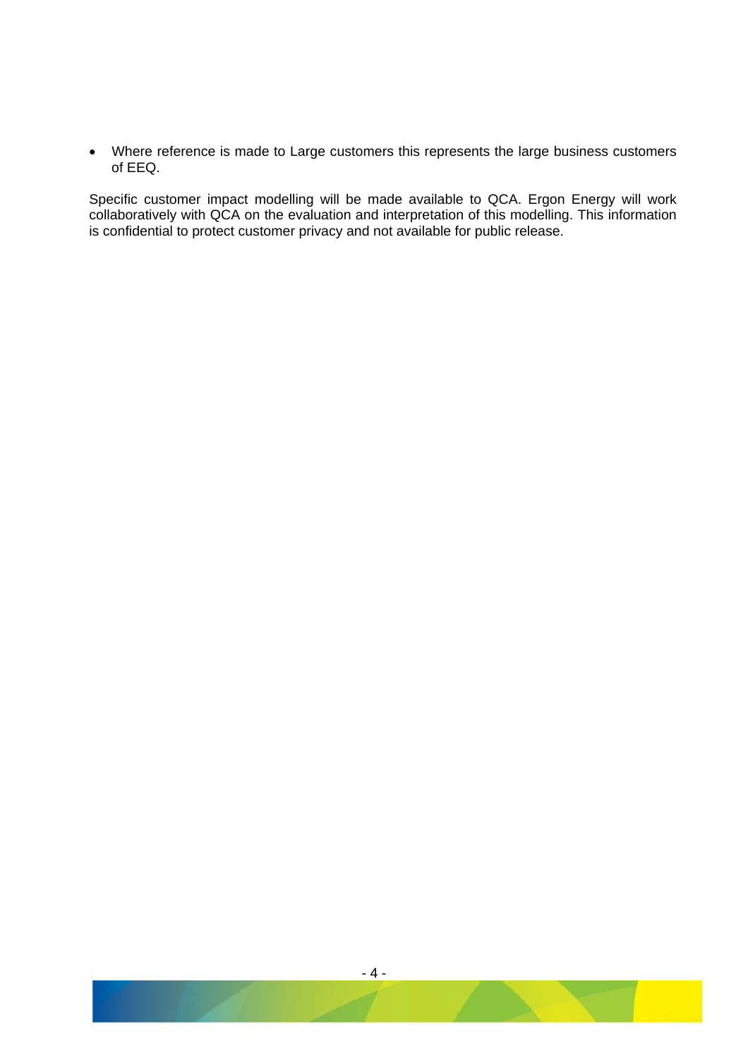- Where reference is made to Large customers this represents the large business customers of EEQ.

Specific customer impact modelling will be made available to QCA. Ergon Energy will work collaboratively with QCA on the evaluation and interpretation of this modelling. This information is confidential to protect customer privacy and not available for public release.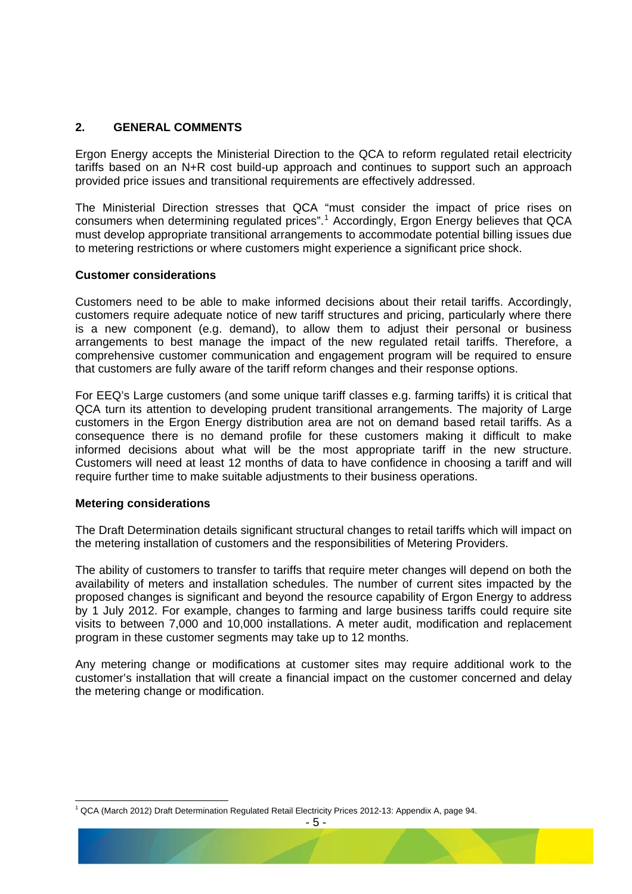## 2. GENERAL COMMENTS

Ergon Energy accepts the Ministerial Direction to the QCA to reform regulated retail electricity tariffs based on an N+R cost build-up approach and continues to support such an approach provided price issues and transitional requirements are effectively addressed.

The Ministerial Direction stresses that QCA "must consider the impact of price rises on consumers when determining regulated prices".[1] Accordingly, Ergon Energy believes that QCA must develop appropriate transitional arrangements to accommodate potential billing issues due to metering restrictions or where customers might experience a significant price shock.

**Customer considerations**

Customers need to be able to make informed decisions about their retail tariffs. Accordingly, customers require adequate notice of new tariff structures and pricing, particularly where there is a new component (e.g. demand), to allow them to adjust their personal or business arrangements to best manage the impact of the new regulated retail tariffs. Therefore, a comprehensive customer communication and engagement program will be required to ensure that customers are fully aware of the tariff reform changes and their response options.

For EEQ's Large customers (and some unique tariff classes e.g. farming tariffs) it is critical that QCA turn its attention to developing prudent transitional arrangements. The majority of Large customers in the Ergon Energy distribution area are not on demand based retail tariffs. As a consequence there is no demand profile for these customers making it difficult to make informed decisions about what will be the most appropriate tariff in the new structure. Customers will need at least 12 months of data to have confidence in choosing a tariff and will require further time to make suitable adjustments to their business operations.

**Metering considerations**

The Draft Determination details significant structural changes to retail tariffs which will impact on the metering installation of customers and the responsibilities of Metering Providers.

The ability of customers to transfer to tariffs that require meter changes will depend on both the availability of meters and installation schedules. The number of current sites impacted by the proposed changes is significant and beyond the resource capability of Ergon Energy to address by 1 July 2012. For example, changes to farming and large business tariffs could require site visits to between 7,000 and 10,000 installations. A meter audit, modification and replacement program in these customer segments may take up to 12 months.

Any metering change or modifications at customer sites may require additional work to the customer's installation that will create a financial impact on the customer concerned and delay the metering change or modification.

[1] QCA (March 2012) Draft Determination Regulated Retail Electricity Prices 2012-13: Appendix A, page 94.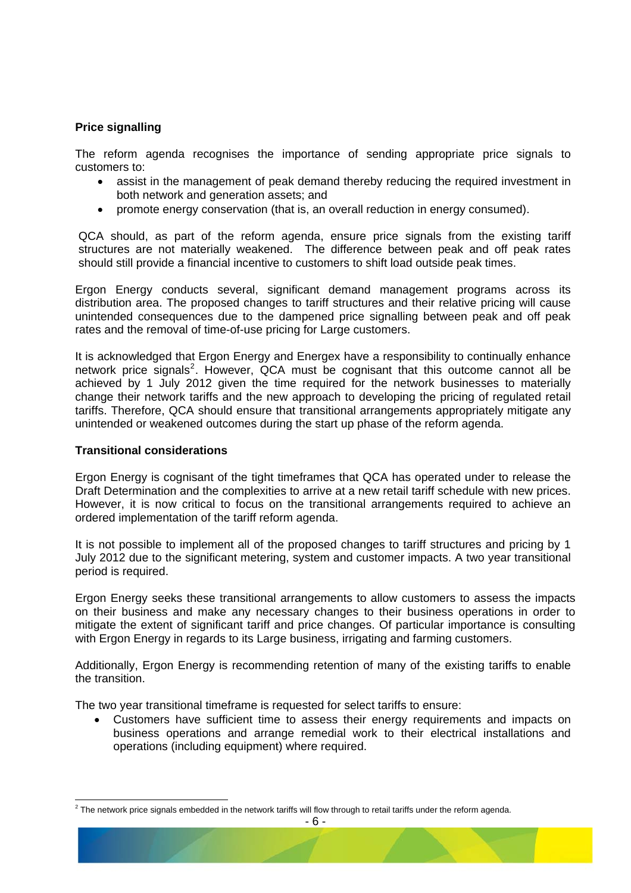**Price signalling**

The reform agenda recognises the importance of sending appropriate price signals to customers to:

- assist in the management of peak demand thereby reducing the required investment in both network and generation assets; and
- promote energy conservation (that is, an overall reduction in energy consumed).

QCA should, as part of the reform agenda, ensure price signals from the existing tariff structures are not materially weakened. The difference between peak and off peak rates should still provide a financial incentive to customers to shift load outside peak times.

Ergon Energy conducts several, significant demand management programs across its distribution area. The proposed changes to tariff structures and their relative pricing will cause unintended consequences due to the dampened price signalling between peak and off peak rates and the removal of time-of-use pricing for Large customers.

It is acknowledged that Ergon Energy and Energex have a responsibility to continually enhance network price signals[2]. However, QCA must be cognisant that this outcome cannot all be achieved by 1 July 2012 given the time required for the network businesses to materially change their network tariffs and the new approach to developing the pricing of regulated retail tariffs. Therefore, QCA should ensure that transitional arrangements appropriately mitigate any unintended or weakened outcomes during the start up phase of the reform agenda.

**Transitional considerations**

Ergon Energy is cognisant of the tight timeframes that QCA has operated under to release the Draft Determination and the complexities to arrive at a new retail tariff schedule with new prices. However, it is now critical to focus on the transitional arrangements required to achieve an ordered implementation of the tariff reform agenda.

It is not possible to implement all of the proposed changes to tariff structures and pricing by 1 July 2012 due to the significant metering, system and customer impacts. A two year transitional period is required.

Ergon Energy seeks these transitional arrangements to allow customers to assess the impacts on their business and make any necessary changes to their business operations in order to mitigate the extent of significant tariff and price changes. Of particular importance is consulting with Ergon Energy in regards to its Large business, irrigating and farming customers.

Additionally, Ergon Energy is recommending retention of many of the existing tariffs to enable the transition.

The two year transitional timeframe is requested for select tariffs to ensure:

- Customers have sufficient time to assess their energy requirements and impacts on business operations and arrange remedial work to their electrical installations and operations (including equipment) where required.

[2] The network price signals embedded in the network tariffs will flow through to retail tariffs under the reform agenda.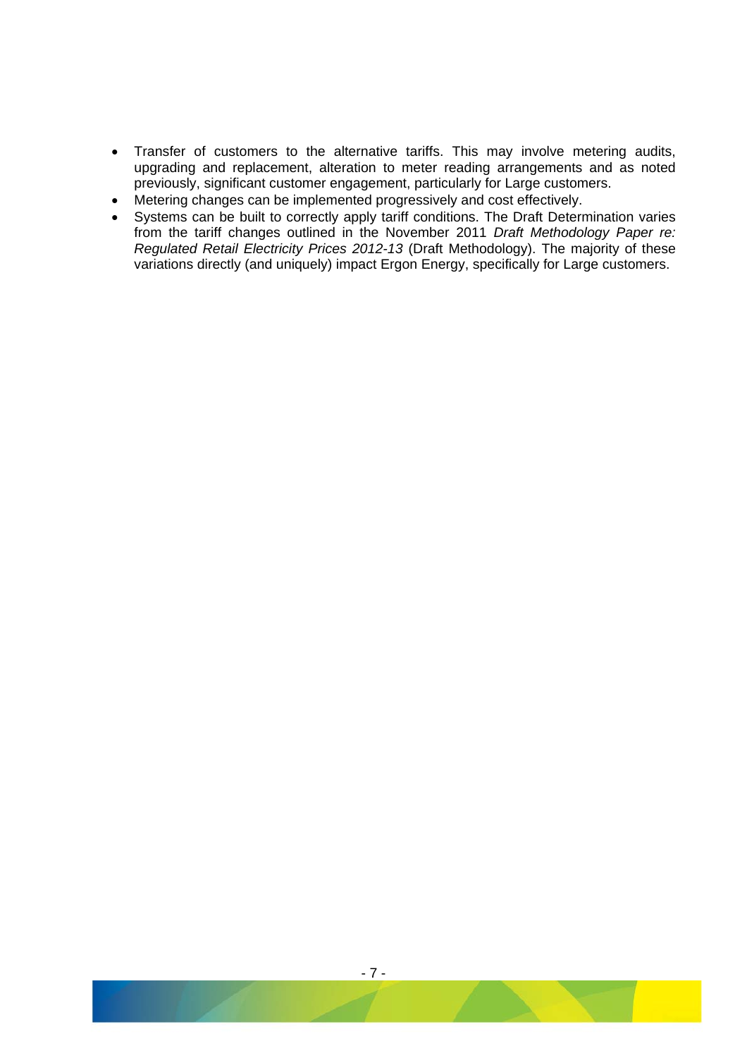- Transfer of customers to the alternative tariffs. This may involve metering audits, upgrading and replacement, alteration to meter reading arrangements and as noted previously, significant customer engagement, particularly for Large customers.
- Metering changes can be implemented progressively and cost effectively.
- Systems can be built to correctly apply tariff conditions. The Draft Determination varies from the tariff changes outlined in the November 2011 *Draft Methodology Paper re: Regulated Retail Electricity Prices 2012-13* (Draft Methodology). The majority of these variations directly (and uniquely) impact Ergon Energy, specifically for Large customers.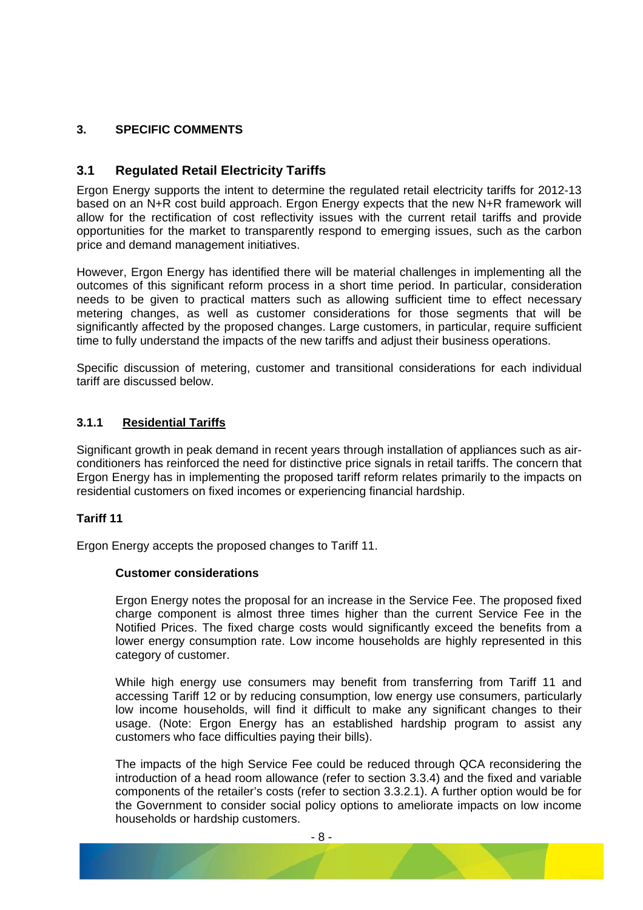## 3. SPECIFIC COMMENTS

### 3.1 Regulated Retail Electricity Tariffs

Ergon Energy supports the intent to determine the regulated retail electricity tariffs for 2012-13 based on an N+R cost build approach. Ergon Energy expects that the new N+R framework will allow for the rectification of cost reflectivity issues with the current retail tariffs and provide opportunities for the market to transparently respond to emerging issues, such as the carbon price and demand management initiatives.

However, Ergon Energy has identified there will be material challenges in implementing all the outcomes of this significant reform process in a short time period. In particular, consideration needs to be given to practical matters such as allowing sufficient time to effect necessary metering changes, as well as customer considerations for those segments that will be significantly affected by the proposed changes. Large customers, in particular, require sufficient time to fully understand the impacts of the new tariffs and adjust their business operations.

Specific discussion of metering, customer and transitional considerations for each individual tariff are discussed below.

#### 3.1.1 Residential Tariffs

Significant growth in peak demand in recent years through installation of appliances such as air-conditioners has reinforced the need for distinctive price signals in retail tariffs. The concern that Ergon Energy has in implementing the proposed tariff reform relates primarily to the impacts on residential customers on fixed incomes or experiencing financial hardship.

**Tariff 11**

Ergon Energy accepts the proposed changes to Tariff 11.

**Customer considerations**

Ergon Energy notes the proposal for an increase in the Service Fee. The proposed fixed charge component is almost three times higher than the current Service Fee in the Notified Prices. The fixed charge costs would significantly exceed the benefits from a lower energy consumption rate. Low income households are highly represented in this category of customer.

While high energy use consumers may benefit from transferring from Tariff 11 and accessing Tariff 12 or by reducing consumption, low energy use consumers, particularly low income households, will find it difficult to make any significant changes to their usage. (Note: Ergon Energy has an established hardship program to assist any customers who face difficulties paying their bills).

The impacts of the high Service Fee could be reduced through QCA reconsidering the introduction of a head room allowance (refer to section 3.3.4) and the fixed and variable components of the retailer's costs (refer to section 3.3.2.1). A further option would be for the Government to consider social policy options to ameliorate impacts on low income households or hardship customers.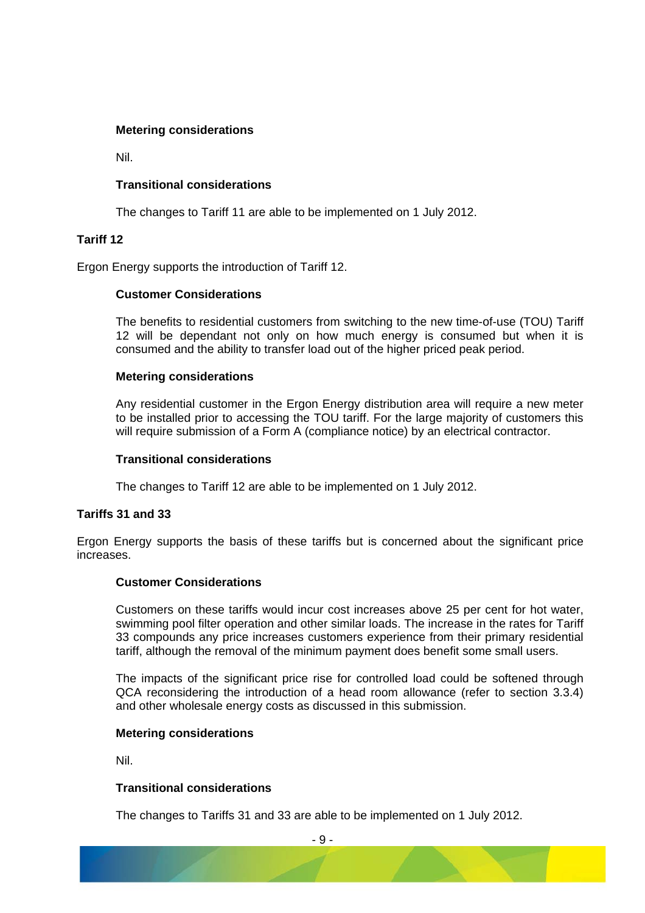#### Metering considerations

Nil.

#### Transitional considerations

The changes to Tariff 11 are able to be implemented on 1 July 2012.

### Tariff 12

Ergon Energy supports the introduction of Tariff 12.

#### Customer Considerations

The benefits to residential customers from switching to the new time-of-use (TOU) Tariff 12 will be dependant not only on how much energy is consumed but when it is consumed and the ability to transfer load out of the higher priced peak period.

#### Metering considerations

Any residential customer in the Ergon Energy distribution area will require a new meter to be installed prior to accessing the TOU tariff. For the large majority of customers this will require submission of a Form A (compliance notice) by an electrical contractor.

#### Transitional considerations

The changes to Tariff 12 are able to be implemented on 1 July 2012.

### Tariffs 31 and 33

Ergon Energy supports the basis of these tariffs but is concerned about the significant price increases.

#### Customer Considerations

Customers on these tariffs would incur cost increases above 25 per cent for hot water, swimming pool filter operation and other similar loads. The increase in the rates for Tariff 33 compounds any price increases customers experience from their primary residential tariff, although the removal of the minimum payment does benefit some small users.

The impacts of the significant price rise for controlled load could be softened through QCA reconsidering the introduction of a head room allowance (refer to section 3.3.4) and other wholesale energy costs as discussed in this submission.

#### Metering considerations

Nil.

#### Transitional considerations

The changes to Tariffs 31 and 33 are able to be implemented on 1 July 2012.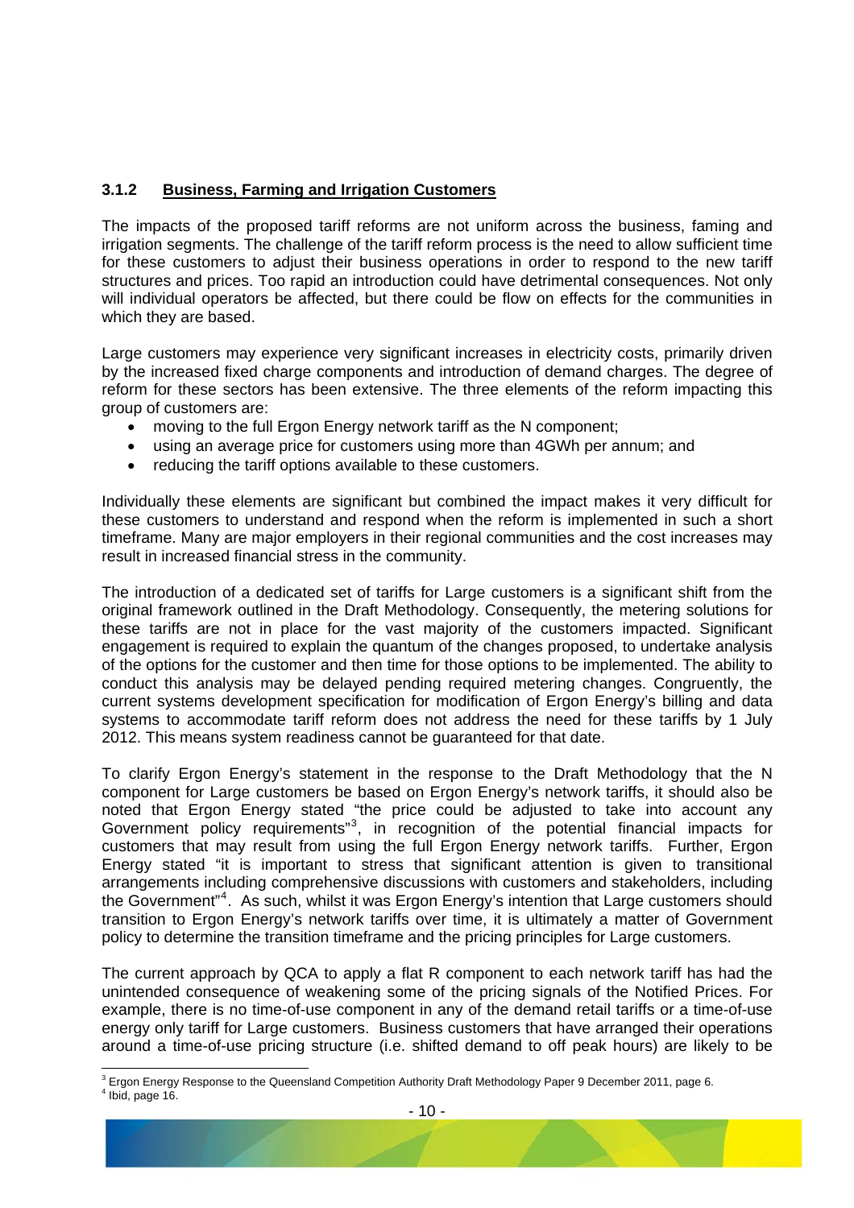### 3.1.2 Business, Farming and Irrigation Customers

The impacts of the proposed tariff reforms are not uniform across the business, faming and irrigation segments. The challenge of the tariff reform process is the need to allow sufficient time for these customers to adjust their business operations in order to respond to the new tariff structures and prices. Too rapid an introduction could have detrimental consequences. Not only will individual operators be affected, but there could be flow on effects for the communities in which they are based.

Large customers may experience very significant increases in electricity costs, primarily driven by the increased fixed charge components and introduction of demand charges. The degree of reform for these sectors has been extensive. The three elements of the reform impacting this group of customers are:

- moving to the full Ergon Energy network tariff as the N component;
- using an average price for customers using more than 4GWh per annum; and
- reducing the tariff options available to these customers.

Individually these elements are significant but combined the impact makes it very difficult for these customers to understand and respond when the reform is implemented in such a short timeframe. Many are major employers in their regional communities and the cost increases may result in increased financial stress in the community.

The introduction of a dedicated set of tariffs for Large customers is a significant shift from the original framework outlined in the Draft Methodology. Consequently, the metering solutions for these tariffs are not in place for the vast majority of the customers impacted. Significant engagement is required to explain the quantum of the changes proposed, to undertake analysis of the options for the customer and then time for those options to be implemented. The ability to conduct this analysis may be delayed pending required metering changes. Congruently, the current systems development specification for modification of Ergon Energy's billing and data systems to accommodate tariff reform does not address the need for these tariffs by 1 July 2012. This means system readiness cannot be guaranteed for that date.

To clarify Ergon Energy's statement in the response to the Draft Methodology that the N component for Large customers be based on Ergon Energy's network tariffs, it should also be noted that Ergon Energy stated "the price could be adjusted to take into account any Government policy requirements"[3], in recognition of the potential financial impacts for customers that may result from using the full Ergon Energy network tariffs. Further, Ergon Energy stated "it is important to stress that significant attention is given to transitional arrangements including comprehensive discussions with customers and stakeholders, including the Government"[4]. As such, whilst it was Ergon Energy's intention that Large customers should transition to Ergon Energy's network tariffs over time, it is ultimately a matter of Government policy to determine the transition timeframe and the pricing principles for Large customers.

The current approach by QCA to apply a flat R component to each network tariff has had the unintended consequence of weakening some of the pricing signals of the Notified Prices. For example, there is no time-of-use component in any of the demand retail tariffs or a time-of-use energy only tariff for Large customers. Business customers that have arranged their operations around a time-of-use pricing structure (i.e. shifted demand to off peak hours) are likely to be

[3] Ergon Energy Response to the Queensland Competition Authority Draft Methodology Paper 9 December 2011, page 6.

[4] Ibid, page 16.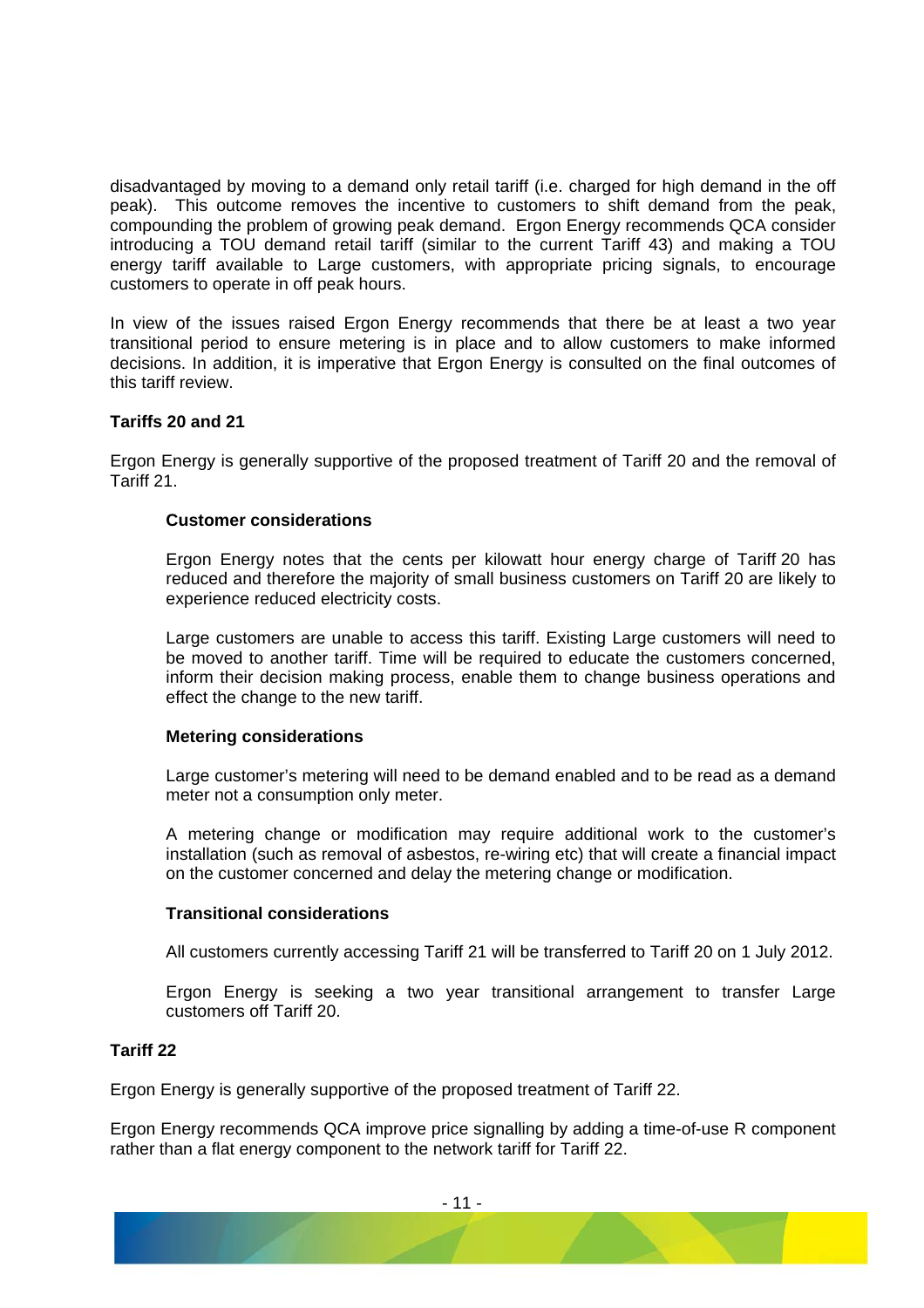disadvantaged by moving to a demand only retail tariff (i.e. charged for high demand in the off peak). This outcome removes the incentive to customers to shift demand from the peak, compounding the problem of growing peak demand. Ergon Energy recommends QCA consider introducing a TOU demand retail tariff (similar to the current Tariff 43) and making a TOU energy tariff available to Large customers, with appropriate pricing signals, to encourage customers to operate in off peak hours.

In view of the issues raised Ergon Energy recommends that there be at least a two year transitional period to ensure metering is in place and to allow customers to make informed decisions. In addition, it is imperative that Ergon Energy is consulted on the final outcomes of this tariff review.

**Tariffs 20 and 21**

Ergon Energy is generally supportive of the proposed treatment of Tariff 20 and the removal of Tariff 21.

**Customer considerations**

Ergon Energy notes that the cents per kilowatt hour energy charge of Tariff 20 has reduced and therefore the majority of small business customers on Tariff 20 are likely to experience reduced electricity costs.

Large customers are unable to access this tariff. Existing Large customers will need to be moved to another tariff. Time will be required to educate the customers concerned, inform their decision making process, enable them to change business operations and effect the change to the new tariff.

**Metering considerations**

Large customer's metering will need to be demand enabled and to be read as a demand meter not a consumption only meter.

A metering change or modification may require additional work to the customer's installation (such as removal of asbestos, re-wiring etc) that will create a financial impact on the customer concerned and delay the metering change or modification.

**Transitional considerations**

All customers currently accessing Tariff 21 will be transferred to Tariff 20 on 1 July 2012.

Ergon Energy is seeking a two year transitional arrangement to transfer Large customers off Tariff 20.

**Tariff 22**

Ergon Energy is generally supportive of the proposed treatment of Tariff 22.

Ergon Energy recommends QCA improve price signalling by adding a time-of-use R component rather than a flat energy component to the network tariff for Tariff 22.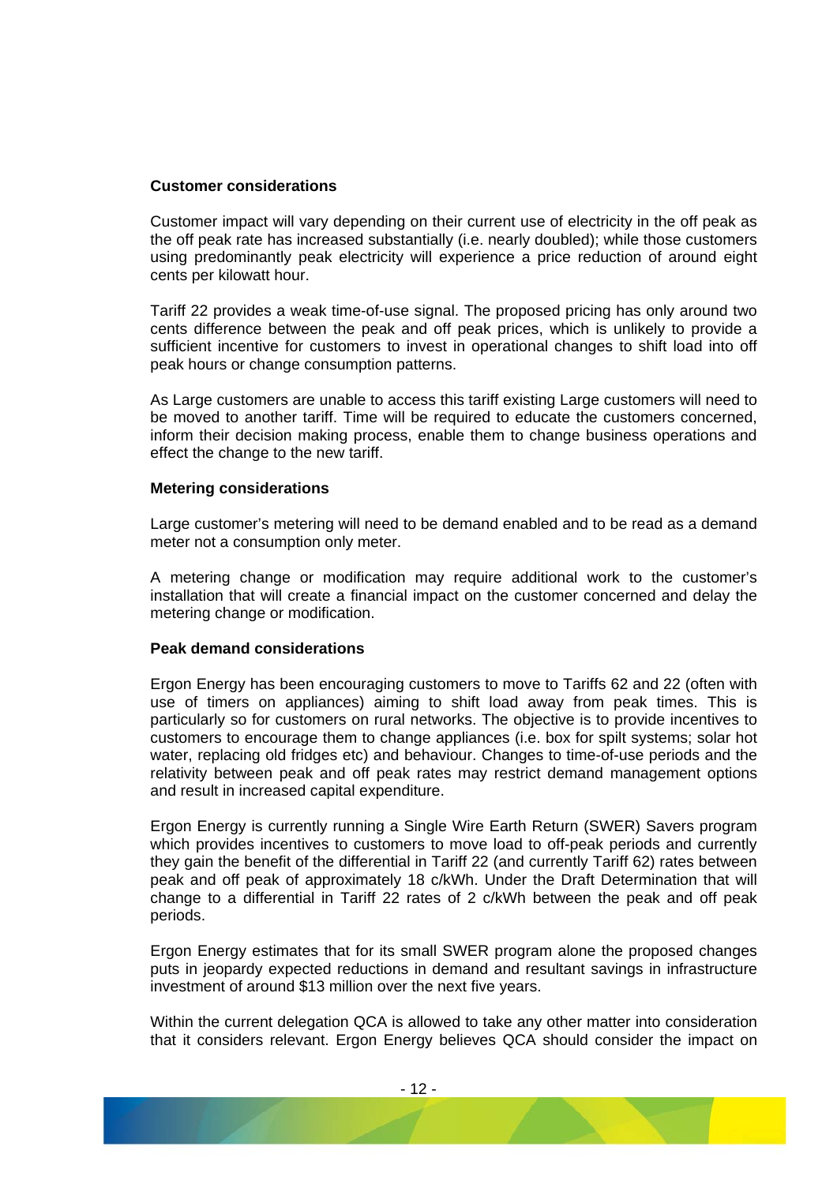**Customer considerations**

Customer impact will vary depending on their current use of electricity in the off peak as the off peak rate has increased substantially (i.e. nearly doubled); while those customers using predominantly peak electricity will experience a price reduction of around eight cents per kilowatt hour.

Tariff 22 provides a weak time-of-use signal. The proposed pricing has only around two cents difference between the peak and off peak prices, which is unlikely to provide a sufficient incentive for customers to invest in operational changes to shift load into off peak hours or change consumption patterns.

As Large customers are unable to access this tariff existing Large customers will need to be moved to another tariff. Time will be required to educate the customers concerned, inform their decision making process, enable them to change business operations and effect the change to the new tariff.

**Metering considerations**

Large customer's metering will need to be demand enabled and to be read as a demand meter not a consumption only meter.

A metering change or modification may require additional work to the customer's installation that will create a financial impact on the customer concerned and delay the metering change or modification.

**Peak demand considerations**

Ergon Energy has been encouraging customers to move to Tariffs 62 and 22 (often with use of timers on appliances) aiming to shift load away from peak times. This is particularly so for customers on rural networks. The objective is to provide incentives to customers to encourage them to change appliances (i.e. box for spilt systems; solar hot water, replacing old fridges etc) and behaviour. Changes to time-of-use periods and the relativity between peak and off peak rates may restrict demand management options and result in increased capital expenditure.

Ergon Energy is currently running a Single Wire Earth Return (SWER) Savers program which provides incentives to customers to move load to off-peak periods and currently they gain the benefit of the differential in Tariff 22 (and currently Tariff 62) rates between peak and off peak of approximately 18 c/kWh. Under the Draft Determination that will change to a differential in Tariff 22 rates of 2 c/kWh between the peak and off peak periods.

Ergon Energy estimates that for its small SWER program alone the proposed changes puts in jeopardy expected reductions in demand and resultant savings in infrastructure investment of around $13 million over the next five years.

Within the current delegation QCA is allowed to take any other matter into consideration that it considers relevant. Ergon Energy believes QCA should consider the impact on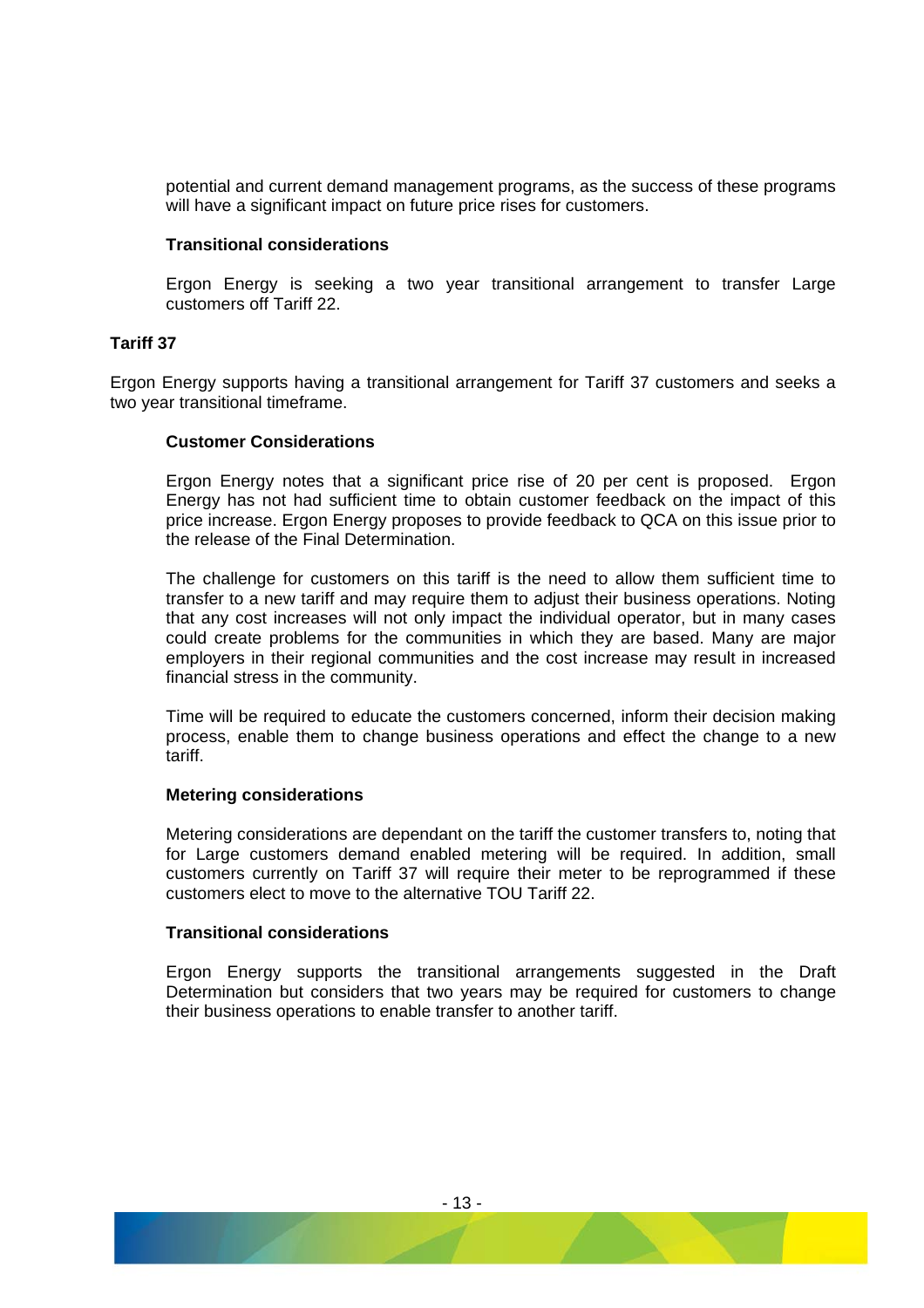potential and current demand management programs, as the success of these programs will have a significant impact on future price rises for customers.

**Transitional considerations**

Ergon Energy is seeking a two year transitional arrangement to transfer Large customers off Tariff 22.

**Tariff 37**

Ergon Energy supports having a transitional arrangement for Tariff 37 customers and seeks a two year transitional timeframe.

**Customer Considerations**

Ergon Energy notes that a significant price rise of 20 per cent is proposed. Ergon Energy has not had sufficient time to obtain customer feedback on the impact of this price increase. Ergon Energy proposes to provide feedback to QCA on this issue prior to the release of the Final Determination.

The challenge for customers on this tariff is the need to allow them sufficient time to transfer to a new tariff and may require them to adjust their business operations. Noting that any cost increases will not only impact the individual operator, but in many cases could create problems for the communities in which they are based. Many are major employers in their regional communities and the cost increase may result in increased financial stress in the community.

Time will be required to educate the customers concerned, inform their decision making process, enable them to change business operations and effect the change to a new tariff.

**Metering considerations**

Metering considerations are dependant on the tariff the customer transfers to, noting that for Large customers demand enabled metering will be required. In addition, small customers currently on Tariff 37 will require their meter to be reprogrammed if these customers elect to move to the alternative TOU Tariff 22.

**Transitional considerations**

Ergon Energy supports the transitional arrangements suggested in the Draft Determination but considers that two years may be required for customers to change their business operations to enable transfer to another tariff.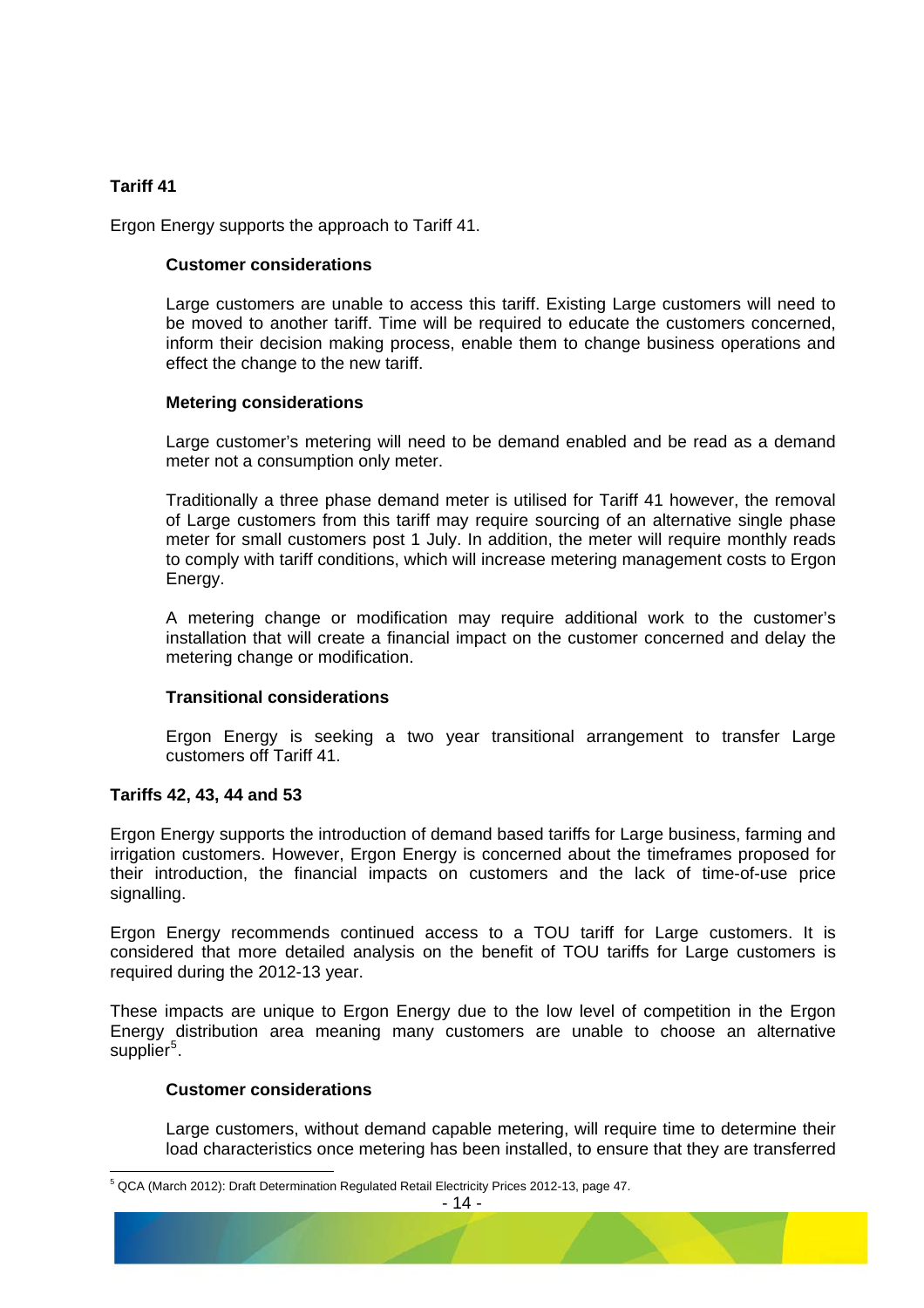**Tariff 41**

Ergon Energy supports the approach to Tariff 41.

**Customer considerations**

Large customers are unable to access this tariff. Existing Large customers will need to be moved to another tariff. Time will be required to educate the customers concerned, inform their decision making process, enable them to change business operations and effect the change to the new tariff.

**Metering considerations**

Large customer's metering will need to be demand enabled and be read as a demand meter not a consumption only meter.

Traditionally a three phase demand meter is utilised for Tariff 41 however, the removal of Large customers from this tariff may require sourcing of an alternative single phase meter for small customers post 1 July. In addition, the meter will require monthly reads to comply with tariff conditions, which will increase metering management costs to Ergon Energy.

A metering change or modification may require additional work to the customer's installation that will create a financial impact on the customer concerned and delay the metering change or modification.

**Transitional considerations**

Ergon Energy is seeking a two year transitional arrangement to transfer Large customers off Tariff 41.

**Tariffs 42, 43, 44 and 53**

Ergon Energy supports the introduction of demand based tariffs for Large business, farming and irrigation customers. However, Ergon Energy is concerned about the timeframes proposed for their introduction, the financial impacts on customers and the lack of time-of-use price signalling.

Ergon Energy recommends continued access to a TOU tariff for Large customers. It is considered that more detailed analysis on the benefit of TOU tariffs for Large customers is required during the 2012-13 year.

These impacts are unique to Ergon Energy due to the low level of competition in the Ergon Energy distribution area meaning many customers are unable to choose an alternative supplier[5].

**Customer considerations**

Large customers, without demand capable metering, will require time to determine their load characteristics once metering has been installed, to ensure that they are transferred

[5] QCA (March 2012): Draft Determination Regulated Retail Electricity Prices 2012-13, page 47.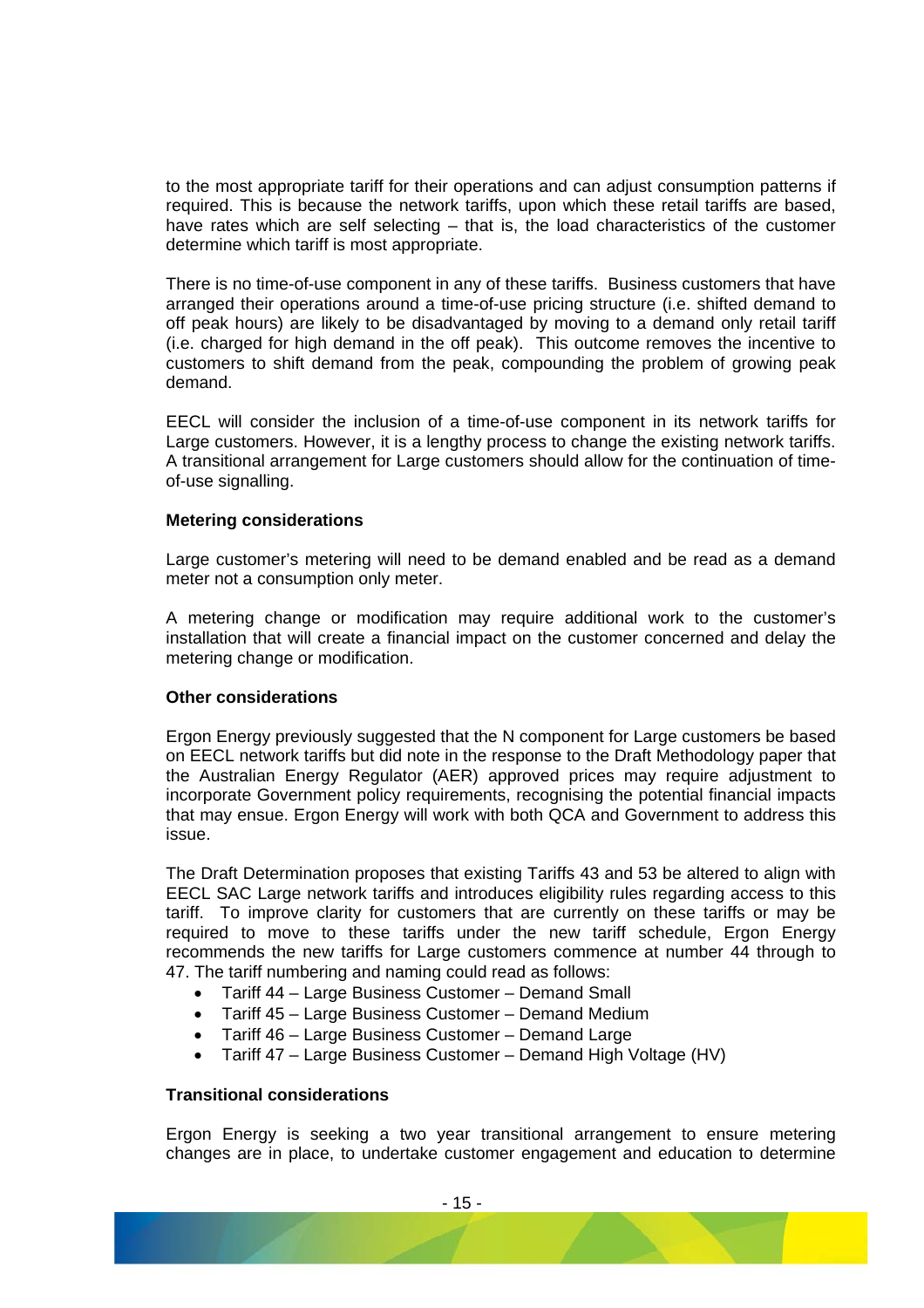to the most appropriate tariff for their operations and can adjust consumption patterns if required. This is because the network tariffs, upon which these retail tariffs are based, have rates which are self selecting – that is, the load characteristics of the customer determine which tariff is most appropriate.

There is no time-of-use component in any of these tariffs. Business customers that have arranged their operations around a time-of-use pricing structure (i.e. shifted demand to off peak hours) are likely to be disadvantaged by moving to a demand only retail tariff (i.e. charged for high demand in the off peak). This outcome removes the incentive to customers to shift demand from the peak, compounding the problem of growing peak demand.

EECL will consider the inclusion of a time-of-use component in its network tariffs for Large customers. However, it is a lengthy process to change the existing network tariffs. A transitional arrangement for Large customers should allow for the continuation of time-of-use signalling.

**Metering considerations**

Large customer's metering will need to be demand enabled and be read as a demand meter not a consumption only meter.

A metering change or modification may require additional work to the customer's installation that will create a financial impact on the customer concerned and delay the metering change or modification.

**Other considerations**

Ergon Energy previously suggested that the N component for Large customers be based on EECL network tariffs but did note in the response to the Draft Methodology paper that the Australian Energy Regulator (AER) approved prices may require adjustment to incorporate Government policy requirements, recognising the potential financial impacts that may ensue. Ergon Energy will work with both QCA and Government to address this issue.

The Draft Determination proposes that existing Tariffs 43 and 53 be altered to align with EECL SAC Large network tariffs and introduces eligibility rules regarding access to this tariff. To improve clarity for customers that are currently on these tariffs or may be required to move to these tariffs under the new tariff schedule, Ergon Energy recommends the new tariffs for Large customers commence at number 44 through to 47. The tariff numbering and naming could read as follows:

- Tariff 44 – Large Business Customer – Demand Small
- Tariff 45 – Large Business Customer – Demand Medium
- Tariff 46 – Large Business Customer – Demand Large
- Tariff 47 – Large Business Customer – Demand High Voltage (HV)

**Transitional considerations**

Ergon Energy is seeking a two year transitional arrangement to ensure metering changes are in place, to undertake customer engagement and education to determine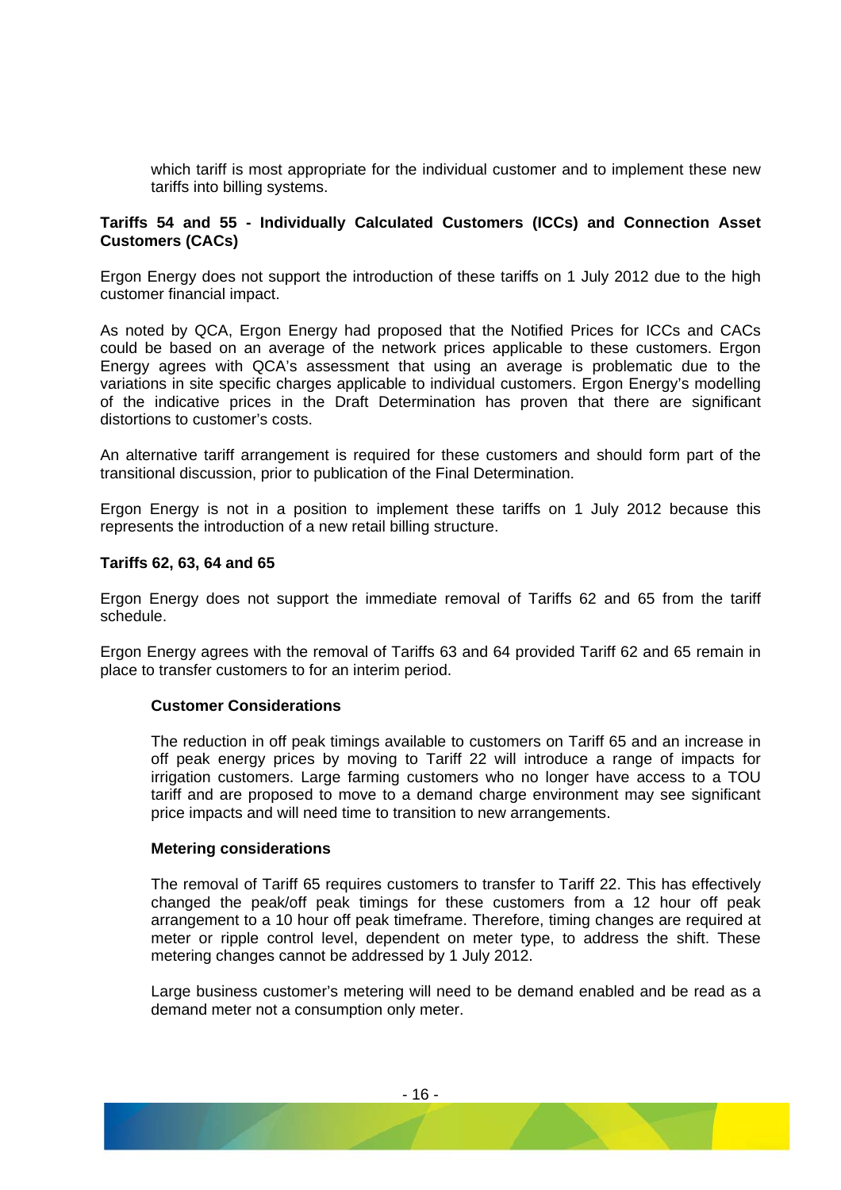which tariff is most appropriate for the individual customer and to implement these new tariffs into billing systems.

**Tariffs 54 and 55 - Individually Calculated Customers (ICCs) and Connection Asset Customers (CACs)**

Ergon Energy does not support the introduction of these tariffs on 1 July 2012 due to the high customer financial impact.

As noted by QCA, Ergon Energy had proposed that the Notified Prices for ICCs and CACs could be based on an average of the network prices applicable to these customers. Ergon Energy agrees with QCA's assessment that using an average is problematic due to the variations in site specific charges applicable to individual customers. Ergon Energy's modelling of the indicative prices in the Draft Determination has proven that there are significant distortions to customer's costs.

An alternative tariff arrangement is required for these customers and should form part of the transitional discussion, prior to publication of the Final Determination.

Ergon Energy is not in a position to implement these tariffs on 1 July 2012 because this represents the introduction of a new retail billing structure.

**Tariffs 62, 63, 64 and 65**

Ergon Energy does not support the immediate removal of Tariffs 62 and 65 from the tariff schedule.

Ergon Energy agrees with the removal of Tariffs 63 and 64 provided Tariff 62 and 65 remain in place to transfer customers to for an interim period.

**Customer Considerations**

The reduction in off peak timings available to customers on Tariff 65 and an increase in off peak energy prices by moving to Tariff 22 will introduce a range of impacts for irrigation customers. Large farming customers who no longer have access to a TOU tariff and are proposed to move to a demand charge environment may see significant price impacts and will need time to transition to new arrangements.

**Metering considerations**

The removal of Tariff 65 requires customers to transfer to Tariff 22. This has effectively changed the peak/off peak timings for these customers from a 12 hour off peak arrangement to a 10 hour off peak timeframe. Therefore, timing changes are required at meter or ripple control level, dependent on meter type, to address the shift. These metering changes cannot be addressed by 1 July 2012.

Large business customer's metering will need to be demand enabled and be read as a demand meter not a consumption only meter.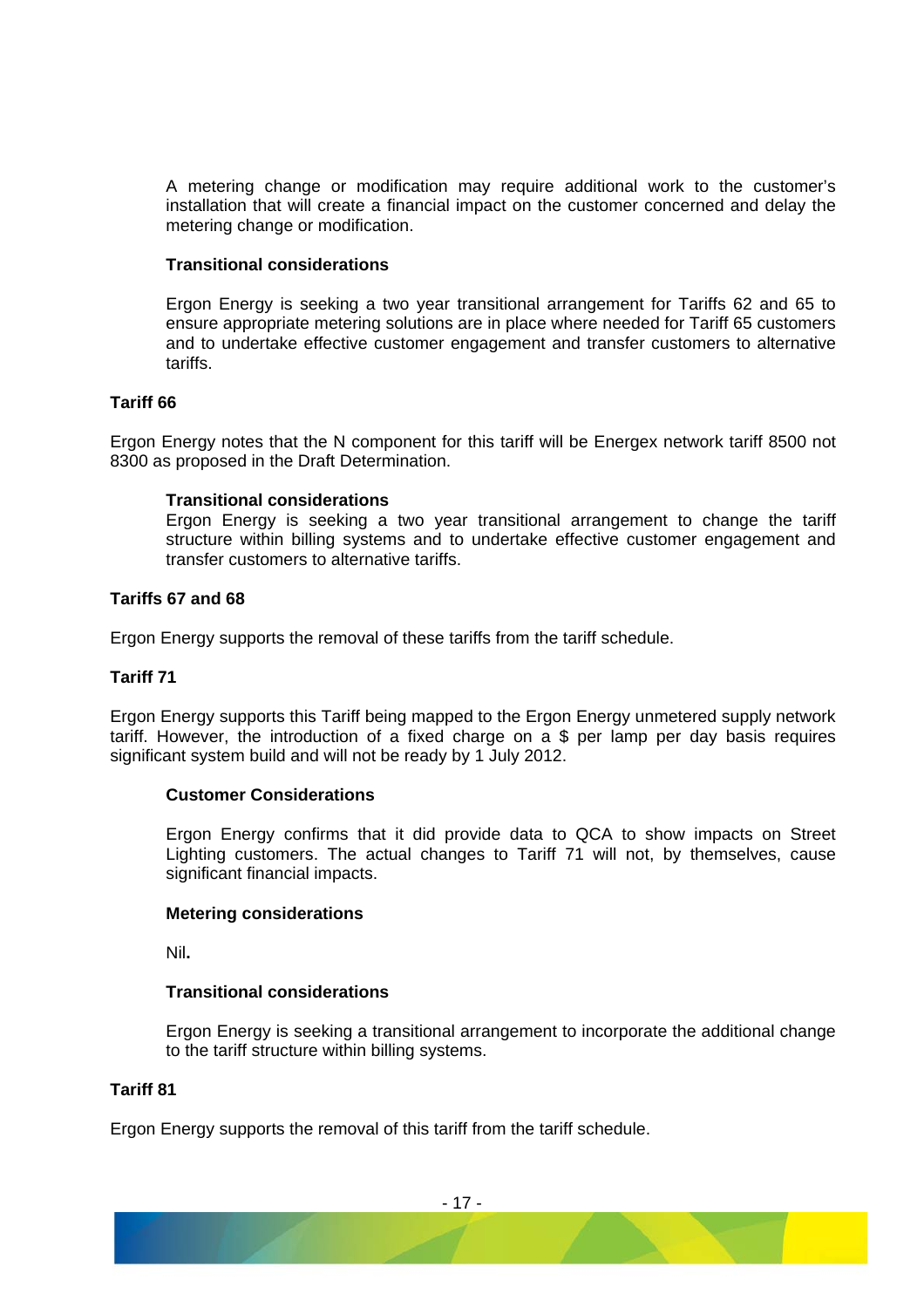A metering change or modification may require additional work to the customer's installation that will create a financial impact on the customer concerned and delay the metering change or modification.

**Transitional considerations**

Ergon Energy is seeking a two year transitional arrangement for Tariffs 62 and 65 to ensure appropriate metering solutions are in place where needed for Tariff 65 customers and to undertake effective customer engagement and transfer customers to alternative tariffs.

**Tariff 66**

Ergon Energy notes that the N component for this tariff will be Energex network tariff 8500 not 8300 as proposed in the Draft Determination.

**Transitional considerations**

Ergon Energy is seeking a two year transitional arrangement to change the tariff structure within billing systems and to undertake effective customer engagement and transfer customers to alternative tariffs.

**Tariffs 67 and 68**

Ergon Energy supports the removal of these tariffs from the tariff schedule.

**Tariff 71**

Ergon Energy supports this Tariff being mapped to the Ergon Energy unmetered supply network tariff. However, the introduction of a fixed charge on a $ per lamp per day basis requires significant system build and will not be ready by 1 July 2012.

**Customer Considerations**

Ergon Energy confirms that it did provide data to QCA to show impacts on Street Lighting customers. The actual changes to Tariff 71 will not, by themselves, cause significant financial impacts.

**Metering considerations**

Nil**.**

**Transitional considerations**

Ergon Energy is seeking a transitional arrangement to incorporate the additional change to the tariff structure within billing systems.

**Tariff 81**

Ergon Energy supports the removal of this tariff from the tariff schedule.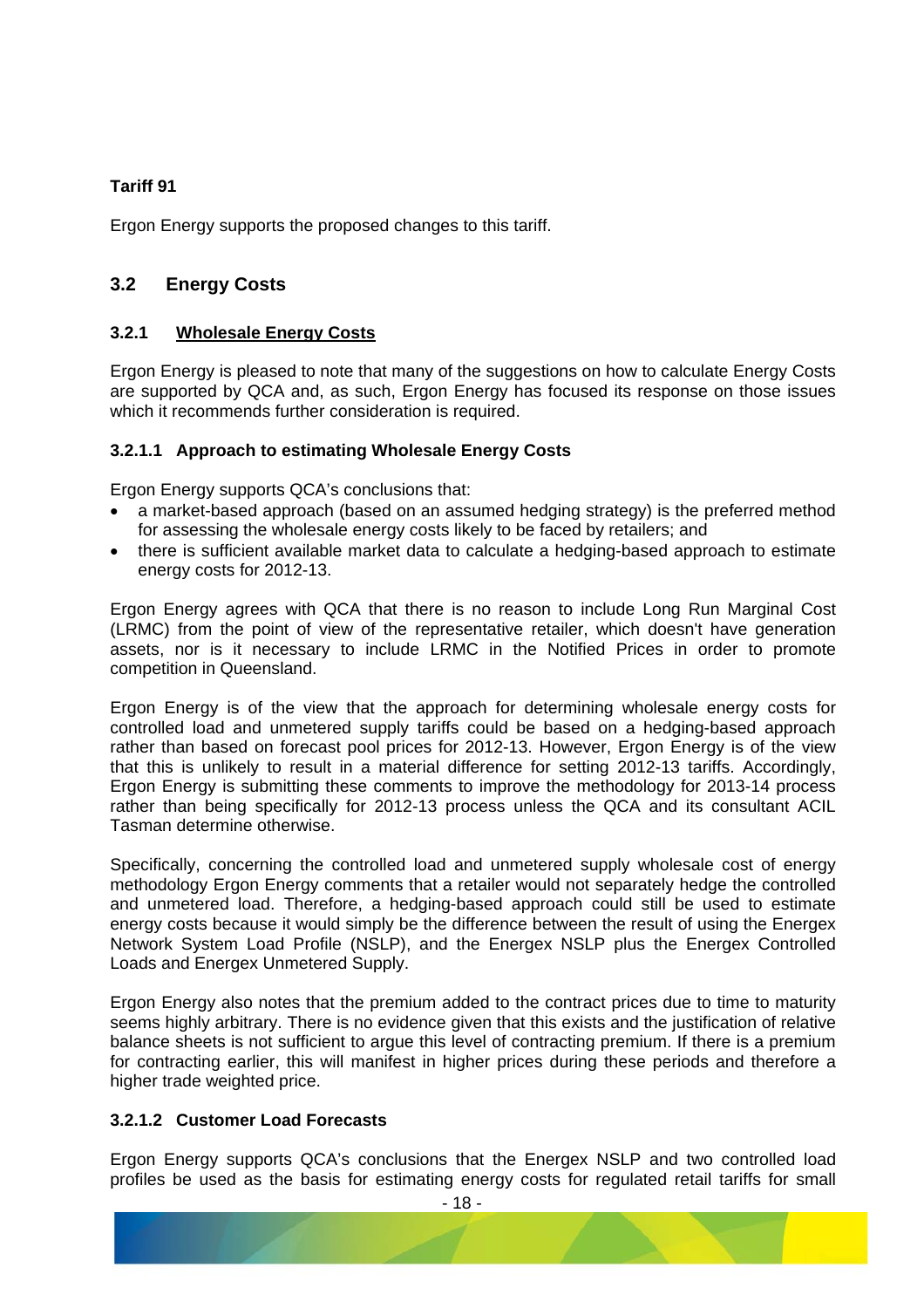**Tariff 91**

Ergon Energy supports the proposed changes to this tariff.

## 3.2 Energy Costs

### 3.2.1 Wholesale Energy Costs

Ergon Energy is pleased to note that many of the suggestions on how to calculate Energy Costs are supported by QCA and, as such, Ergon Energy has focused its response on those issues which it recommends further consideration is required.

#### 3.2.1.1 Approach to estimating Wholesale Energy Costs

Ergon Energy supports QCA's conclusions that:

- a market-based approach (based on an assumed hedging strategy) is the preferred method for assessing the wholesale energy costs likely to be faced by retailers; and
- there is sufficient available market data to calculate a hedging-based approach to estimate energy costs for 2012-13.

Ergon Energy agrees with QCA that there is no reason to include Long Run Marginal Cost (LRMC) from the point of view of the representative retailer, which doesn't have generation assets, nor is it necessary to include LRMC in the Notified Prices in order to promote competition in Queensland.

Ergon Energy is of the view that the approach for determining wholesale energy costs for controlled load and unmetered supply tariffs could be based on a hedging-based approach rather than based on forecast pool prices for 2012-13. However, Ergon Energy is of the view that this is unlikely to result in a material difference for setting 2012-13 tariffs. Accordingly, Ergon Energy is submitting these comments to improve the methodology for 2013-14 process rather than being specifically for 2012-13 process unless the QCA and its consultant ACIL Tasman determine otherwise.

Specifically, concerning the controlled load and unmetered supply wholesale cost of energy methodology Ergon Energy comments that a retailer would not separately hedge the controlled and unmetered load. Therefore, a hedging-based approach could still be used to estimate energy costs because it would simply be the difference between the result of using the Energex Network System Load Profile (NSLP), and the Energex NSLP plus the Energex Controlled Loads and Energex Unmetered Supply.

Ergon Energy also notes that the premium added to the contract prices due to time to maturity seems highly arbitrary. There is no evidence given that this exists and the justification of relative balance sheets is not sufficient to argue this level of contracting premium. If there is a premium for contracting earlier, this will manifest in higher prices during these periods and therefore a higher trade weighted price.

#### 3.2.1.2 Customer Load Forecasts

Ergon Energy supports QCA's conclusions that the Energex NSLP and two controlled load profiles be used as the basis for estimating energy costs for regulated retail tariffs for small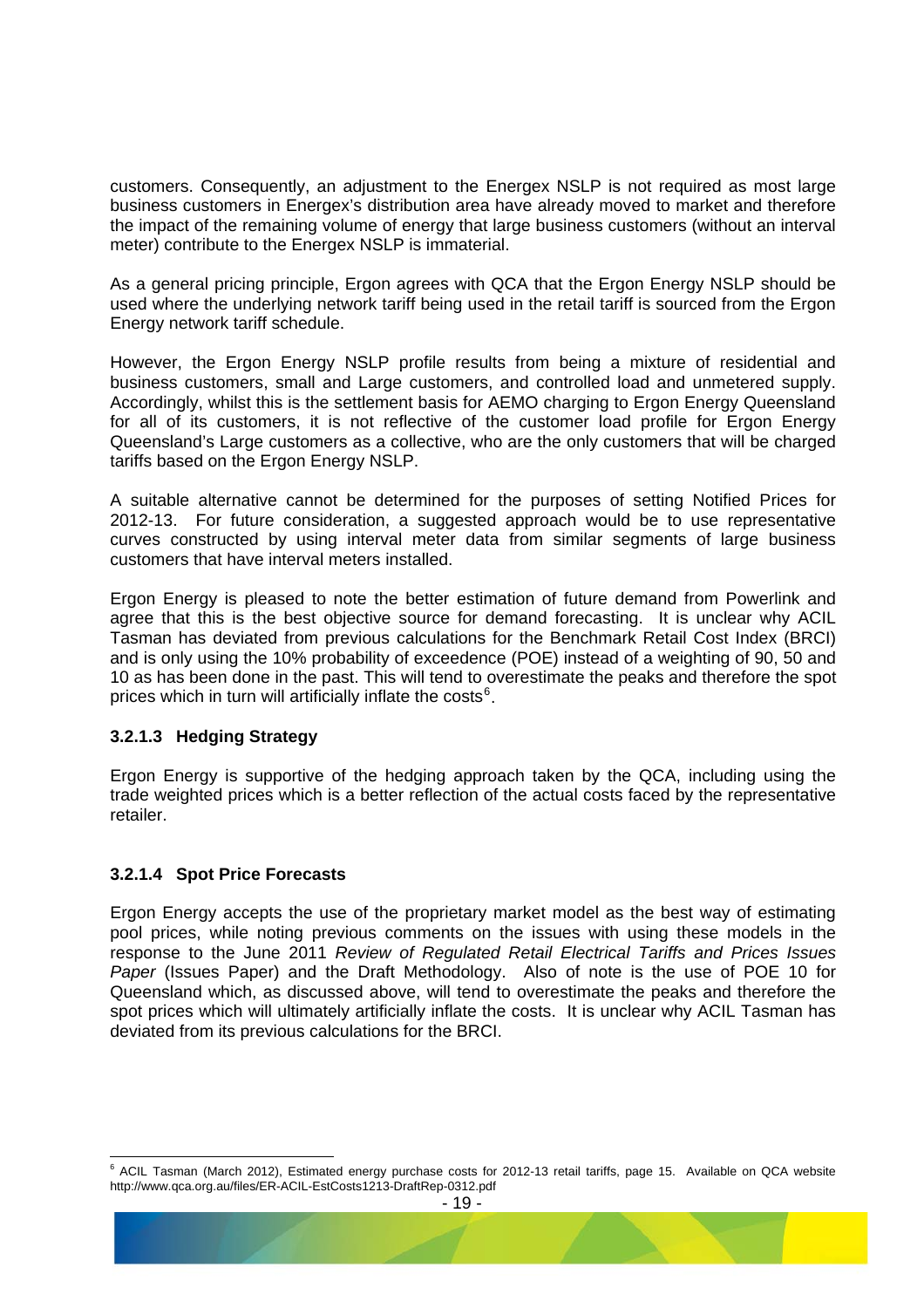customers. Consequently, an adjustment to the Energex NSLP is not required as most large business customers in Energex's distribution area have already moved to market and therefore the impact of the remaining volume of energy that large business customers (without an interval meter) contribute to the Energex NSLP is immaterial.

As a general pricing principle, Ergon agrees with QCA that the Ergon Energy NSLP should be used where the underlying network tariff being used in the retail tariff is sourced from the Ergon Energy network tariff schedule.

However, the Ergon Energy NSLP profile results from being a mixture of residential and business customers, small and Large customers, and controlled load and unmetered supply. Accordingly, whilst this is the settlement basis for AEMO charging to Ergon Energy Queensland for all of its customers, it is not reflective of the customer load profile for Ergon Energy Queensland's Large customers as a collective, who are the only customers that will be charged tariffs based on the Ergon Energy NSLP.

A suitable alternative cannot be determined for the purposes of setting Notified Prices for 2012-13. For future consideration, a suggested approach would be to use representative curves constructed by using interval meter data from similar segments of large business customers that have interval meters installed.

Ergon Energy is pleased to note the better estimation of future demand from Powerlink and agree that this is the best objective source for demand forecasting. It is unclear why ACIL Tasman has deviated from previous calculations for the Benchmark Retail Cost Index (BRCI) and is only using the 10% probability of exceedence (POE) instead of a weighting of 90, 50 and 10 as has been done in the past. This will tend to overestimate the peaks and therefore the spot prices which in turn will artificially inflate the costs[6].

### 3.2.1.3 Hedging Strategy

Ergon Energy is supportive of the hedging approach taken by the QCA, including using the trade weighted prices which is a better reflection of the actual costs faced by the representative retailer.

### 3.2.1.4 Spot Price Forecasts

Ergon Energy accepts the use of the proprietary market model as the best way of estimating pool prices, while noting previous comments on the issues with using these models in the response to the June 2011 *Review of Regulated Retail Electrical Tariffs and Prices Issues Paper* (Issues Paper) and the Draft Methodology. Also of note is the use of POE 10 for Queensland which, as discussed above, will tend to overestimate the peaks and therefore the spot prices which will ultimately artificially inflate the costs. It is unclear why ACIL Tasman has deviated from its previous calculations for the BRCI.

---

[6] ACIL Tasman (March 2012), Estimated energy purchase costs for 2012-13 retail tariffs, page 15. Available on QCA website http://www.qca.org.au/files/ER-ACIL-EstCosts1213-DraftRep-0312.pdf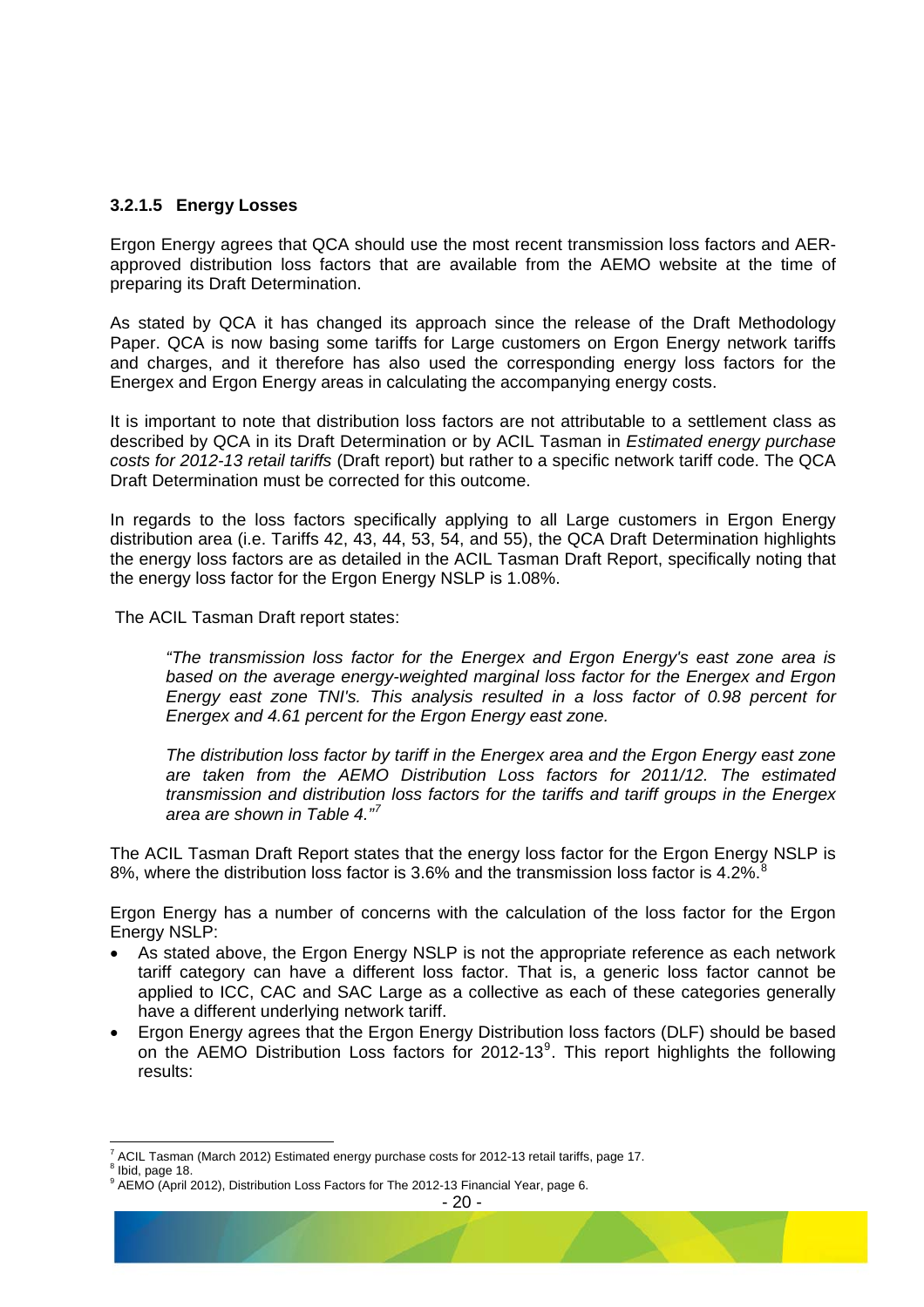### 3.2.1.5 Energy Losses

Ergon Energy agrees that QCA should use the most recent transmission loss factors and AER-approved distribution loss factors that are available from the AEMO website at the time of preparing its Draft Determination.

As stated by QCA it has changed its approach since the release of the Draft Methodology Paper. QCA is now basing some tariffs for Large customers on Ergon Energy network tariffs and charges, and it therefore has also used the corresponding energy loss factors for the Energex and Ergon Energy areas in calculating the accompanying energy costs.

It is important to note that distribution loss factors are not attributable to a settlement class as described by QCA in its Draft Determination or by ACIL Tasman in *Estimated energy purchase costs for 2012-13 retail tariffs* (Draft report) but rather to a specific network tariff code. The QCA Draft Determination must be corrected for this outcome.

In regards to the loss factors specifically applying to all Large customers in Ergon Energy distribution area (i.e. Tariffs 42, 43, 44, 53, 54, and 55), the QCA Draft Determination highlights the energy loss factors are as detailed in the ACIL Tasman Draft Report, specifically noting that the energy loss factor for the Ergon Energy NSLP is 1.08%.

The ACIL Tasman Draft report states:

> *"The transmission loss factor for the Energex and Ergon Energy's east zone area is based on the average energy-weighted marginal loss factor for the Energex and Ergon Energy east zone TNI's. This analysis resulted in a loss factor of 0.98 percent for Energex and 4.61 percent for the Ergon Energy east zone.*
>
> *The distribution loss factor by tariff in the Energex area and the Ergon Energy east zone are taken from the AEMO Distribution Loss factors for 2011/12. The estimated transmission and distribution loss factors for the tariffs and tariff groups in the Energex area are shown in Table 4."*[7]

The ACIL Tasman Draft Report states that the energy loss factor for the Ergon Energy NSLP is 8%, where the distribution loss factor is 3.6% and the transmission loss factor is 4.2%.[8]

Ergon Energy has a number of concerns with the calculation of the loss factor for the Ergon Energy NSLP:

- As stated above, the Ergon Energy NSLP is not the appropriate reference as each network tariff category can have a different loss factor. That is, a generic loss factor cannot be applied to ICC, CAC and SAC Large as a collective as each of these categories generally have a different underlying network tariff.
- Ergon Energy agrees that the Ergon Energy Distribution loss factors (DLF) should be based on the AEMO Distribution Loss factors for 2012-13[9]. This report highlights the following results:

---

[7] ACIL Tasman (March 2012) Estimated energy purchase costs for 2012-13 retail tariffs, page 17.

[8] Ibid, page 18.

[9] AEMO (April 2012), Distribution Loss Factors for The 2012-13 Financial Year, page 6.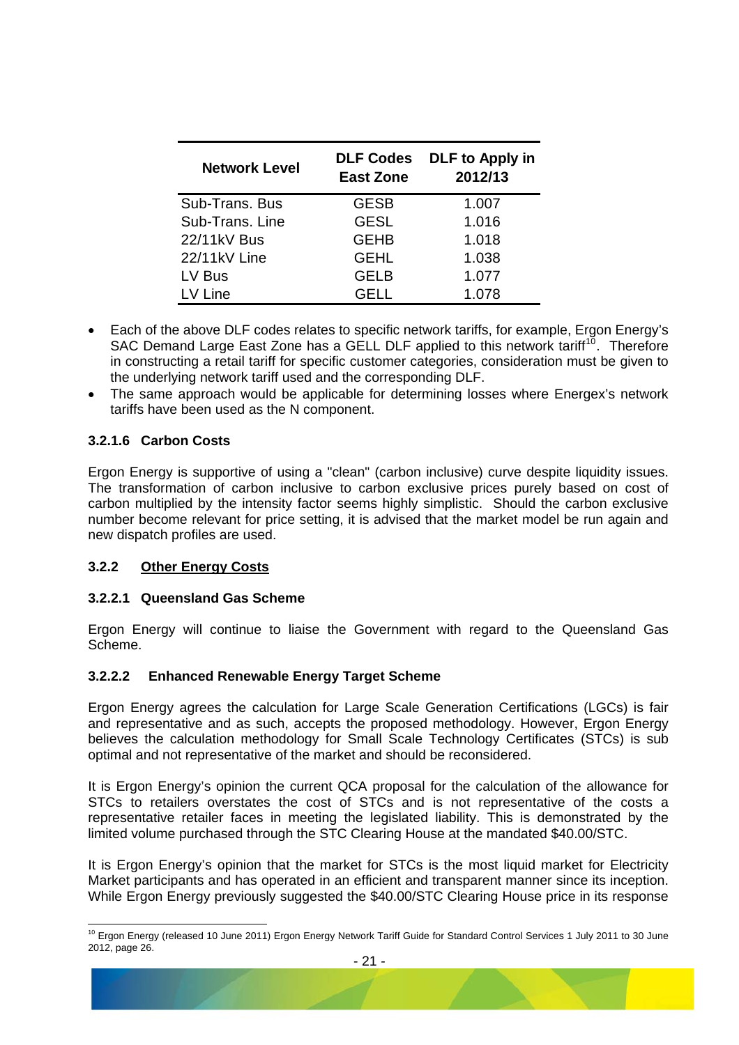| Network Level | DLF Codes East Zone | DLF to Apply in 2012/13 |
|---|---|---|
| Sub-Trans. Bus | GESB | 1.007 |
| Sub-Trans. Line | GESL | 1.016 |
| 22/11kV Bus | GEHB | 1.018 |
| 22/11kV Line | GEHL | 1.038 |
| LV Bus | GELB | 1.077 |
| LV Line | GELL | 1.078 |

- Each of the above DLF codes relates to specific network tariffs, for example, Ergon Energy's SAC Demand Large East Zone has a GELL DLF applied to this network tariff[10]. Therefore in constructing a retail tariff for specific customer categories, consideration must be given to the underlying network tariff used and the corresponding DLF.
- The same approach would be applicable for determining losses where Energex's network tariffs have been used as the N component.

#### 3.2.1.6 Carbon Costs

Ergon Energy is supportive of using a "clean" (carbon inclusive) curve despite liquidity issues. The transformation of carbon inclusive to carbon exclusive prices purely based on cost of carbon multiplied by the intensity factor seems highly simplistic. Should the carbon exclusive number become relevant for price setting, it is advised that the market model be run again and new dispatch profiles are used.

### 3.2.2 Other Energy Costs

#### 3.2.2.1 Queensland Gas Scheme

Ergon Energy will continue to liaise the Government with regard to the Queensland Gas Scheme.

#### 3.2.2.2 Enhanced Renewable Energy Target Scheme

Ergon Energy agrees the calculation for Large Scale Generation Certifications (LGCs) is fair and representative and as such, accepts the proposed methodology. However, Ergon Energy believes the calculation methodology for Small Scale Technology Certificates (STCs) is sub optimal and not representative of the market and should be reconsidered.

It is Ergon Energy's opinion the current QCA proposal for the calculation of the allowance for STCs to retailers overstates the cost of STCs and is not representative of the costs a representative retailer faces in meeting the legislated liability. This is demonstrated by the limited volume purchased through the STC Clearing House at the mandated $40.00/STC.

It is Ergon Energy's opinion that the market for STCs is the most liquid market for Electricity Market participants and has operated in an efficient and transparent manner since its inception. While Ergon Energy previously suggested the $40.00/STC Clearing House price in its response

[10] Ergon Energy (released 10 June 2011) Ergon Energy Network Tariff Guide for Standard Control Services 1 July 2011 to 30 June 2012, page 26.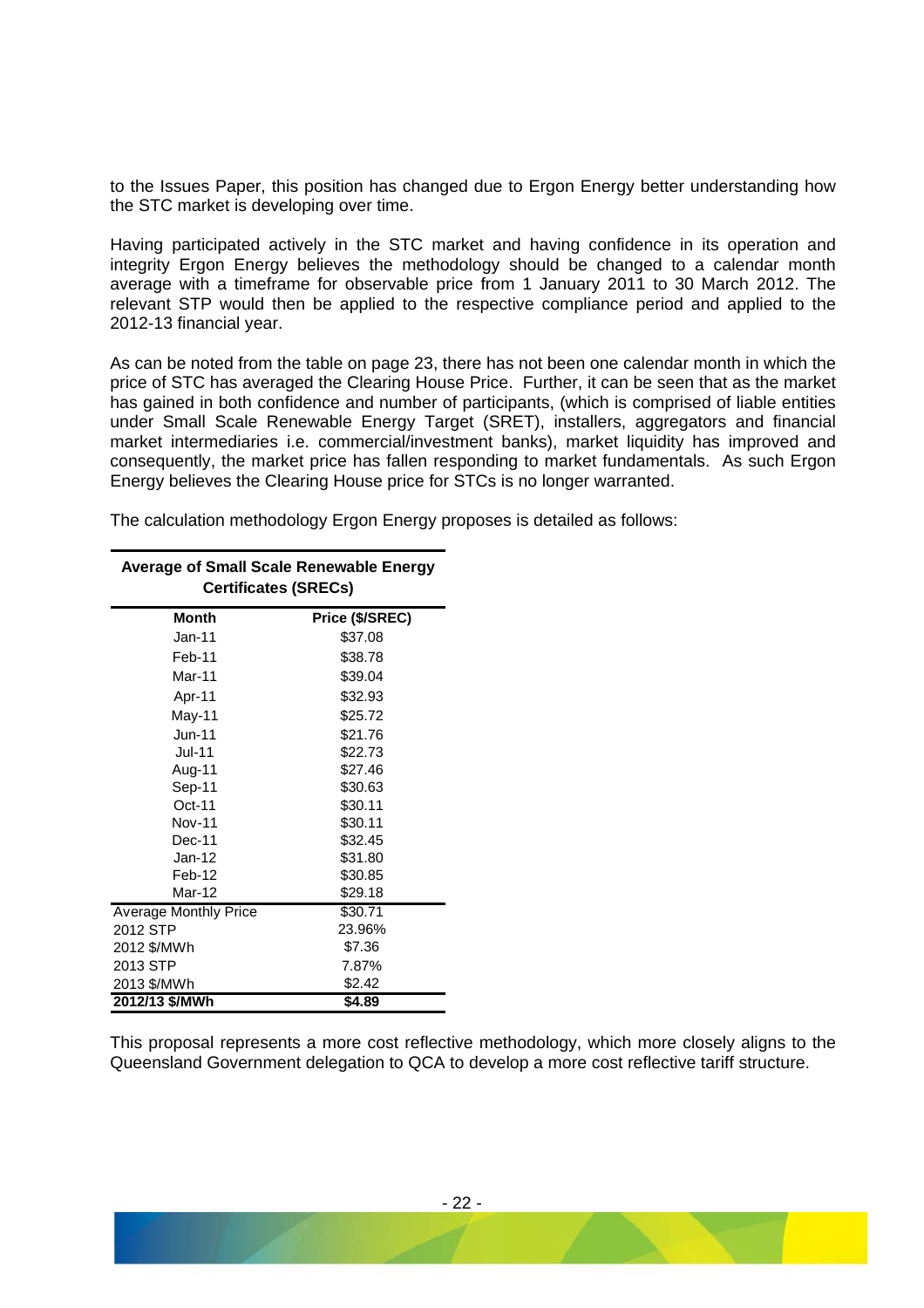to the Issues Paper, this position has changed due to Ergon Energy better understanding how the STC market is developing over time.

Having participated actively in the STC market and having confidence in its operation and integrity Ergon Energy believes the methodology should be changed to a calendar month average with a timeframe for observable price from 1 January 2011 to 30 March 2012. The relevant STP would then be applied to the respective compliance period and applied to the 2012-13 financial year.

As can be noted from the table on page 23, there has not been one calendar month in which the price of STC has averaged the Clearing House Price. Further, it can be seen that as the market has gained in both confidence and number of participants, (which is comprised of liable entities under Small Scale Renewable Energy Target (SRET), installers, aggregators and financial market intermediaries i.e. commercial/investment banks), market liquidity has improved and consequently, the market price has fallen responding to market fundamentals. As such Ergon Energy believes the Clearing House price for STCs is no longer warranted.

The calculation methodology Ergon Energy proposes is detailed as follows:

**Average of Small Scale Renewable Energy Certificates (SRECs)**

| Month | Price ($/SREC) |
|---|---|
| Jan-11 | $37.08 |
| Feb-11 | $38.78 |
| Mar-11 | $39.04 |
| Apr-11 | $32.93 |
| May-11 | $25.72 |
| Jun-11 | $21.76 |
| Jul-11 | $22.73 |
| Aug-11 | $27.46 |
| Sep-11 | $30.63 |
| Oct-11 | $30.11 |
| Nov-11 | $30.11 |
| Dec-11 | $32.45 |
| Jan-12 | $31.80 |
| Feb-12 | $30.85 |
| Mar-12 | $29.18 |
| Average Monthly Price | $30.71 |
| 2012 STP | 23.96% |
| 2012 $/MWh | $7.36 |
| 2013 STP | 7.87% |
| 2013 $/MWh | $2.42 |
| **2012/13 $/MWh** | **$4.89** |

This proposal represents a more cost reflective methodology, which more closely aligns to the Queensland Government delegation to QCA to develop a more cost reflective tariff structure.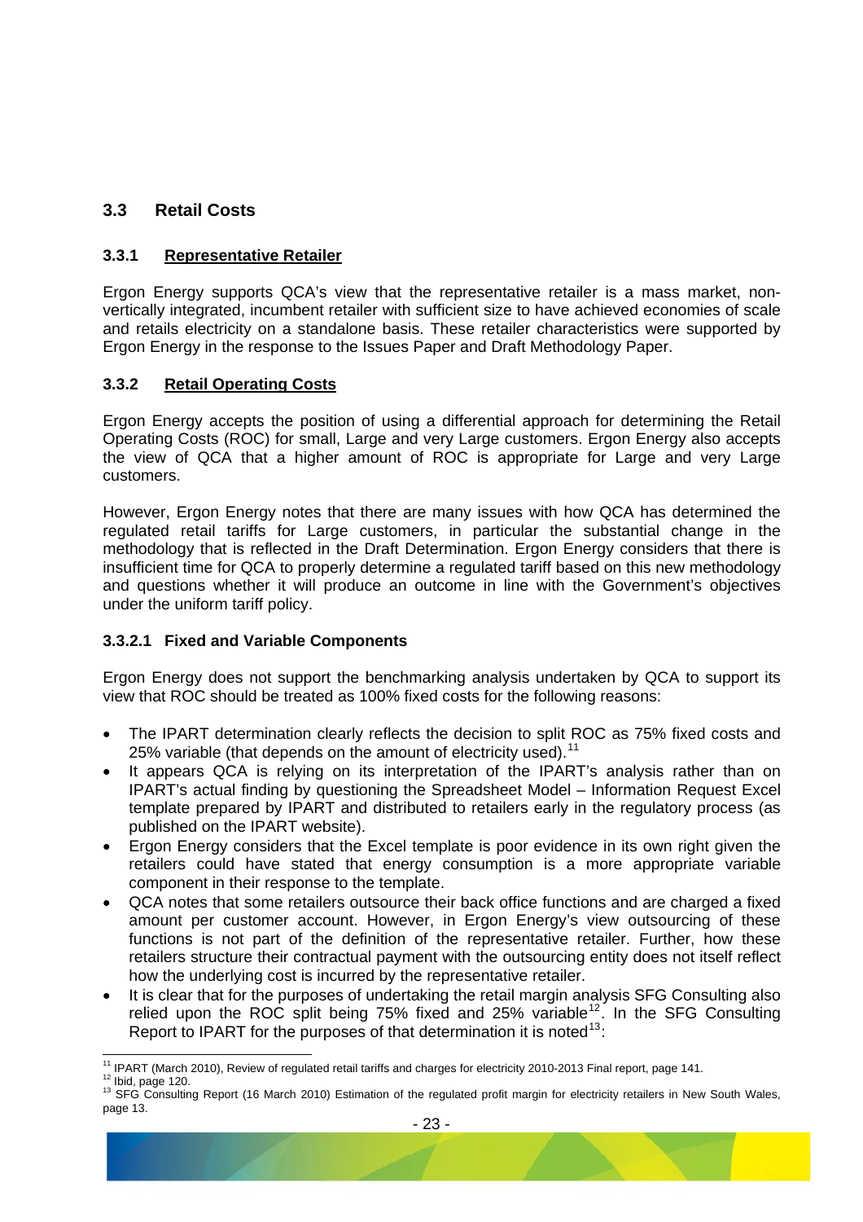## 3.3 Retail Costs

### 3.3.1 Representative Retailer

Ergon Energy supports QCA's view that the representative retailer is a mass market, non-vertically integrated, incumbent retailer with sufficient size to have achieved economies of scale and retails electricity on a standalone basis. These retailer characteristics were supported by Ergon Energy in the response to the Issues Paper and Draft Methodology Paper.

### 3.3.2 Retail Operating Costs

Ergon Energy accepts the position of using a differential approach for determining the Retail Operating Costs (ROC) for small, Large and very Large customers. Ergon Energy also accepts the view of QCA that a higher amount of ROC is appropriate for Large and very Large customers.

However, Ergon Energy notes that there are many issues with how QCA has determined the regulated retail tariffs for Large customers, in particular the substantial change in the methodology that is reflected in the Draft Determination. Ergon Energy considers that there is insufficient time for QCA to properly determine a regulated tariff based on this new methodology and questions whether it will produce an outcome in line with the Government's objectives under the uniform tariff policy.

#### 3.3.2.1 Fixed and Variable Components

Ergon Energy does not support the benchmarking analysis undertaken by QCA to support its view that ROC should be treated as 100% fixed costs for the following reasons:

- The IPART determination clearly reflects the decision to split ROC as 75% fixed costs and 25% variable (that depends on the amount of electricity used).[11]
- It appears QCA is relying on its interpretation of the IPART's analysis rather than on IPART's actual finding by questioning the Spreadsheet Model – Information Request Excel template prepared by IPART and distributed to retailers early in the regulatory process (as published on the IPART website).
- Ergon Energy considers that the Excel template is poor evidence in its own right given the retailers could have stated that energy consumption is a more appropriate variable component in their response to the template.
- QCA notes that some retailers outsource their back office functions and are charged a fixed amount per customer account. However, in Ergon Energy's view outsourcing of these functions is not part of the definition of the representative retailer. Further, how these retailers structure their contractual payment with the outsourcing entity does not itself reflect how the underlying cost is incurred by the representative retailer.
- It is clear that for the purposes of undertaking the retail margin analysis SFG Consulting also relied upon the ROC split being 75% fixed and 25% variable[12]. In the SFG Consulting Report to IPART for the purposes of that determination it is noted[13]:

---

[11] IPART (March 2010), Review of regulated retail tariffs and charges for electricity 2010-2013 Final report, page 141.

[12] Ibid, page 120.

[13] SFG Consulting Report (16 March 2010) Estimation of the regulated profit margin for electricity retailers in New South Wales, page 13.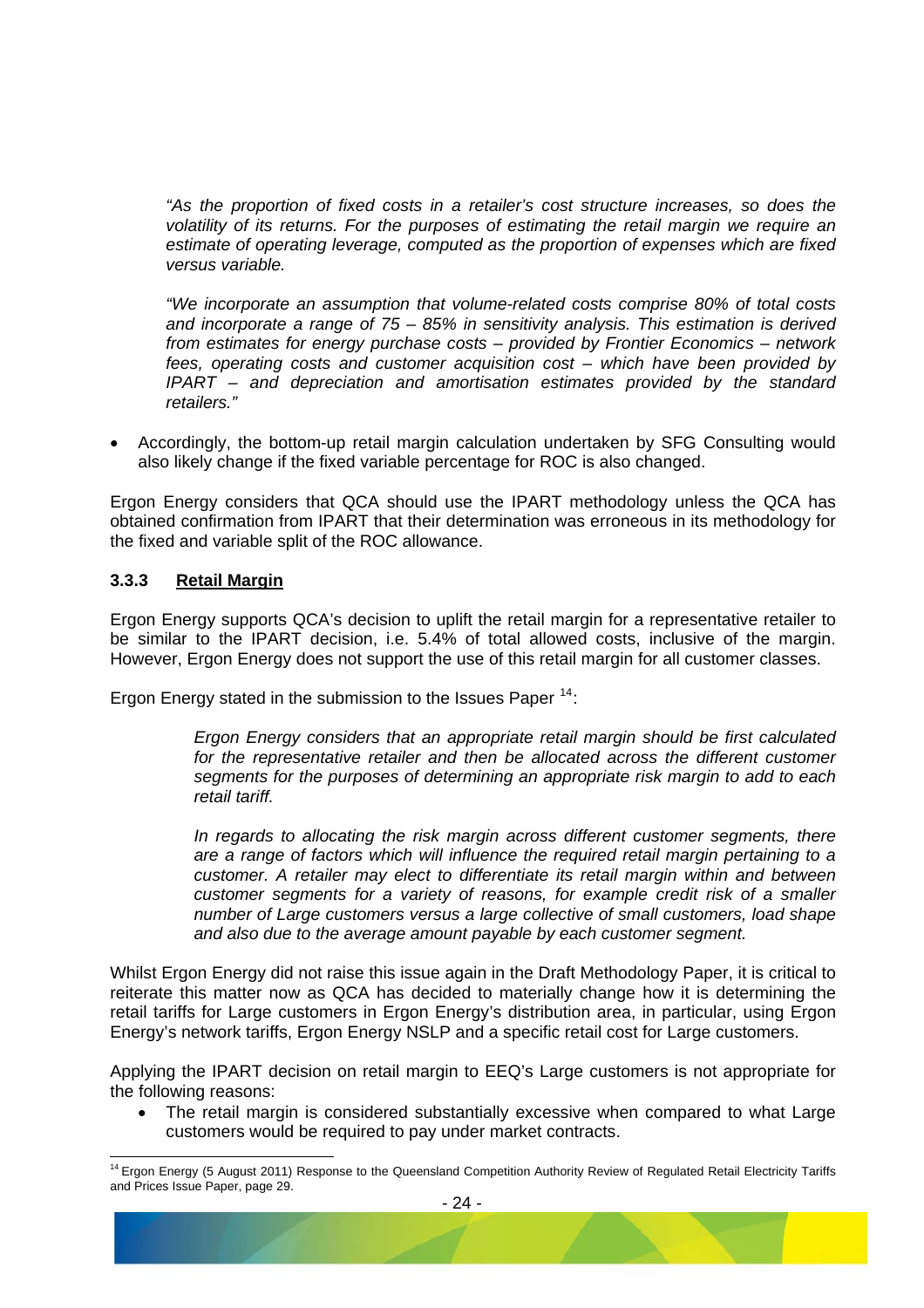*"As the proportion of fixed costs in a retailer's cost structure increases, so does the volatility of its returns. For the purposes of estimating the retail margin we require an estimate of operating leverage, computed as the proportion of expenses which are fixed versus variable.*

*"We incorporate an assumption that volume-related costs comprise 80% of total costs and incorporate a range of 75 – 85% in sensitivity analysis. This estimation is derived from estimates for energy purchase costs – provided by Frontier Economics – network fees, operating costs and customer acquisition cost – which have been provided by IPART – and depreciation and amortisation estimates provided by the standard retailers."*

- Accordingly, the bottom-up retail margin calculation undertaken by SFG Consulting would also likely change if the fixed variable percentage for ROC is also changed.

Ergon Energy considers that QCA should use the IPART methodology unless the QCA has obtained confirmation from IPART that their determination was erroneous in its methodology for the fixed and variable split of the ROC allowance.

### 3.3.3 Retail Margin

Ergon Energy supports QCA's decision to uplift the retail margin for a representative retailer to be similar to the IPART decision, i.e. 5.4% of total allowed costs, inclusive of the margin. However, Ergon Energy does not support the use of this retail margin for all customer classes.

Ergon Energy stated in the submission to the Issues Paper [14]:

> *Ergon Energy considers that an appropriate retail margin should be first calculated for the representative retailer and then be allocated across the different customer segments for the purposes of determining an appropriate risk margin to add to each retail tariff.*
>
> *In regards to allocating the risk margin across different customer segments, there are a range of factors which will influence the required retail margin pertaining to a customer. A retailer may elect to differentiate its retail margin within and between customer segments for a variety of reasons, for example credit risk of a smaller number of Large customers versus a large collective of small customers, load shape and also due to the average amount payable by each customer segment.*

Whilst Ergon Energy did not raise this issue again in the Draft Methodology Paper, it is critical to reiterate this matter now as QCA has decided to materially change how it is determining the retail tariffs for Large customers in Ergon Energy's distribution area, in particular, using Ergon Energy's network tariffs, Ergon Energy NSLP and a specific retail cost for Large customers.

Applying the IPART decision on retail margin to EEQ's Large customers is not appropriate for the following reasons:

- The retail margin is considered substantially excessive when compared to what Large customers would be required to pay under market contracts.

[14] Ergon Energy (5 August 2011) Response to the Queensland Competition Authority Review of Regulated Retail Electricity Tariffs and Prices Issue Paper, page 29.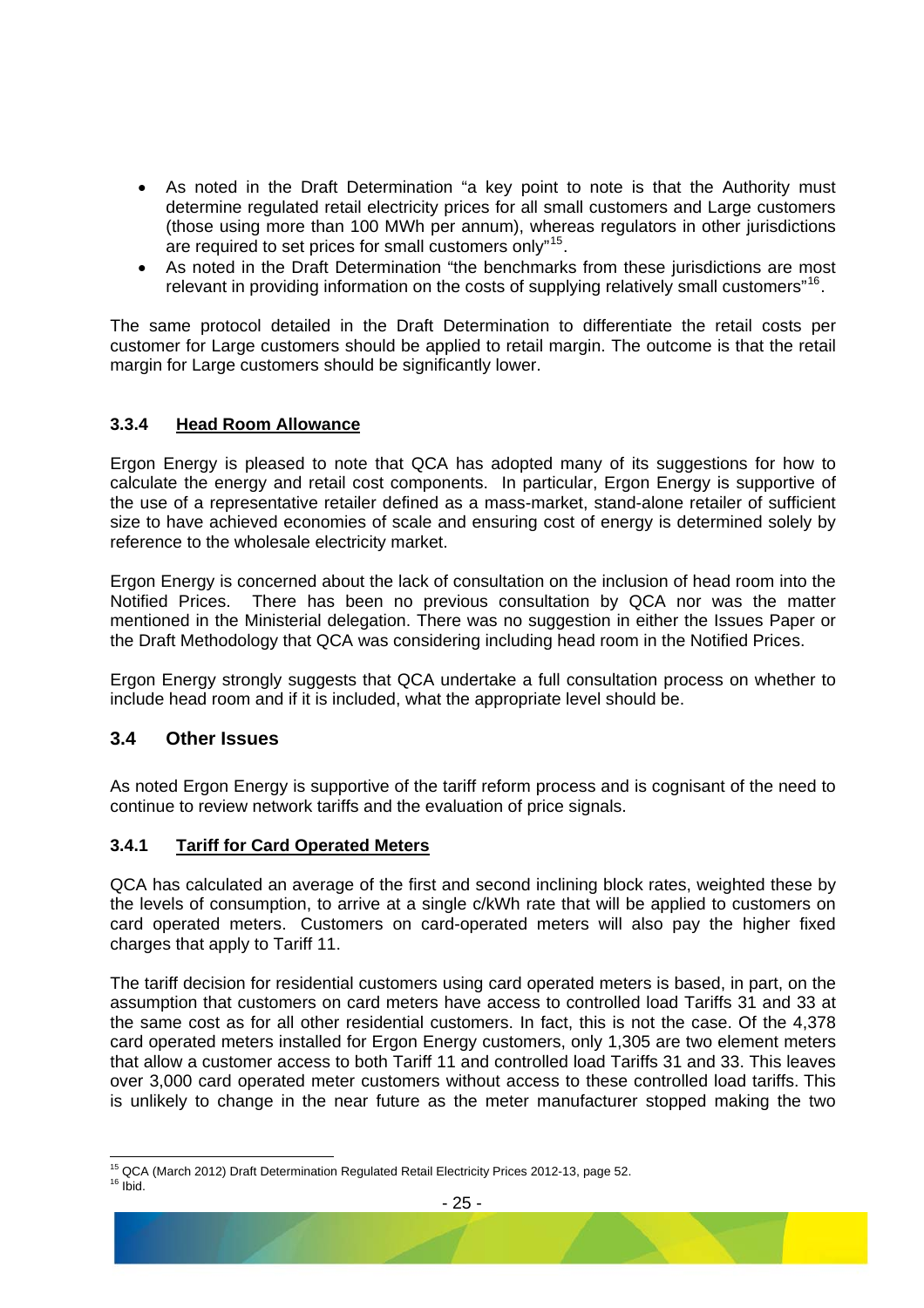- As noted in the Draft Determination "a key point to note is that the Authority must determine regulated retail electricity prices for all small customers and Large customers (those using more than 100 MWh per annum), whereas regulators in other jurisdictions are required to set prices for small customers only"[15].
- As noted in the Draft Determination "the benchmarks from these jurisdictions are most relevant in providing information on the costs of supplying relatively small customers"[16].

The same protocol detailed in the Draft Determination to differentiate the retail costs per customer for Large customers should be applied to retail margin. The outcome is that the retail margin for Large customers should be significantly lower.

### 3.3.4 Head Room Allowance

Ergon Energy is pleased to note that QCA has adopted many of its suggestions for how to calculate the energy and retail cost components. In particular, Ergon Energy is supportive of the use of a representative retailer defined as a mass-market, stand-alone retailer of sufficient size to have achieved economies of scale and ensuring cost of energy is determined solely by reference to the wholesale electricity market.

Ergon Energy is concerned about the lack of consultation on the inclusion of head room into the Notified Prices. There has been no previous consultation by QCA nor was the matter mentioned in the Ministerial delegation. There was no suggestion in either the Issues Paper or the Draft Methodology that QCA was considering including head room in the Notified Prices.

Ergon Energy strongly suggests that QCA undertake a full consultation process on whether to include head room and if it is included, what the appropriate level should be.

## 3.4 Other Issues

As noted Ergon Energy is supportive of the tariff reform process and is cognisant of the need to continue to review network tariffs and the evaluation of price signals.

### 3.4.1 Tariff for Card Operated Meters

QCA has calculated an average of the first and second inclining block rates, weighted these by the levels of consumption, to arrive at a single c/kWh rate that will be applied to customers on card operated meters. Customers on card-operated meters will also pay the higher fixed charges that apply to Tariff 11.

The tariff decision for residential customers using card operated meters is based, in part, on the assumption that customers on card meters have access to controlled load Tariffs 31 and 33 at the same cost as for all other residential customers. In fact, this is not the case. Of the 4,378 card operated meters installed for Ergon Energy customers, only 1,305 are two element meters that allow a customer access to both Tariff 11 and controlled load Tariffs 31 and 33. This leaves over 3,000 card operated meter customers without access to these controlled load tariffs. This is unlikely to change in the near future as the meter manufacturer stopped making the two

[15] QCA (March 2012) Draft Determination Regulated Retail Electricity Prices 2012-13, page 52.
[16] Ibid.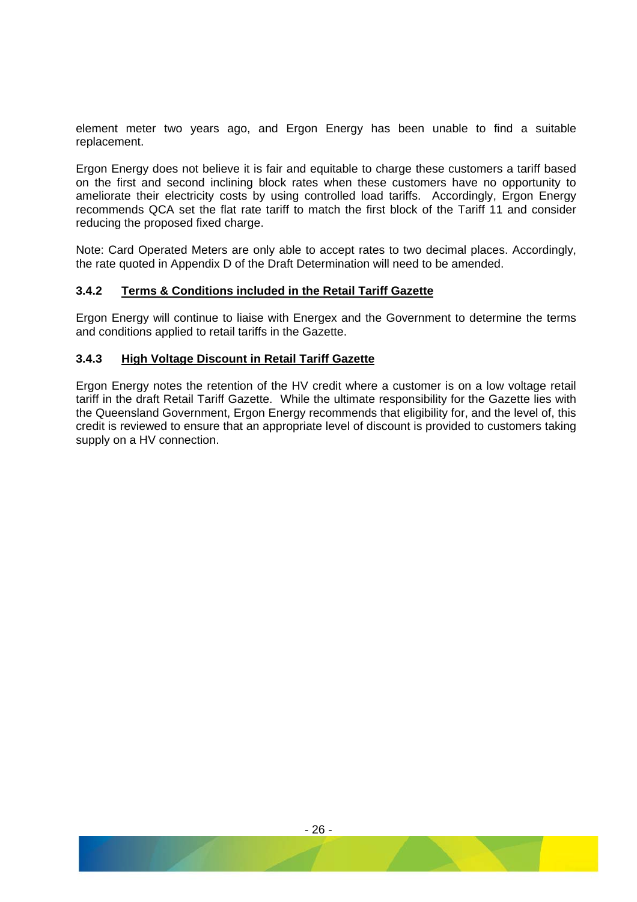element meter two years ago, and Ergon Energy has been unable to find a suitable replacement.

Ergon Energy does not believe it is fair and equitable to charge these customers a tariff based on the first and second inclining block rates when these customers have no opportunity to ameliorate their electricity costs by using controlled load tariffs. Accordingly, Ergon Energy recommends QCA set the flat rate tariff to match the first block of the Tariff 11 and consider reducing the proposed fixed charge.

Note: Card Operated Meters are only able to accept rates to two decimal places. Accordingly, the rate quoted in Appendix D of the Draft Determination will need to be amended.

### 3.4.2 <u>Terms & Conditions included in the Retail Tariff Gazette</u>

Ergon Energy will continue to liaise with Energex and the Government to determine the terms and conditions applied to retail tariffs in the Gazette.

### 3.4.3 <u>High Voltage Discount in Retail Tariff Gazette</u>

Ergon Energy notes the retention of the HV credit where a customer is on a low voltage retail tariff in the draft Retail Tariff Gazette. While the ultimate responsibility for the Gazette lies with the Queensland Government, Ergon Energy recommends that eligibility for, and the level of, this credit is reviewed to ensure that an appropriate level of discount is provided to customers taking supply on a HV connection.